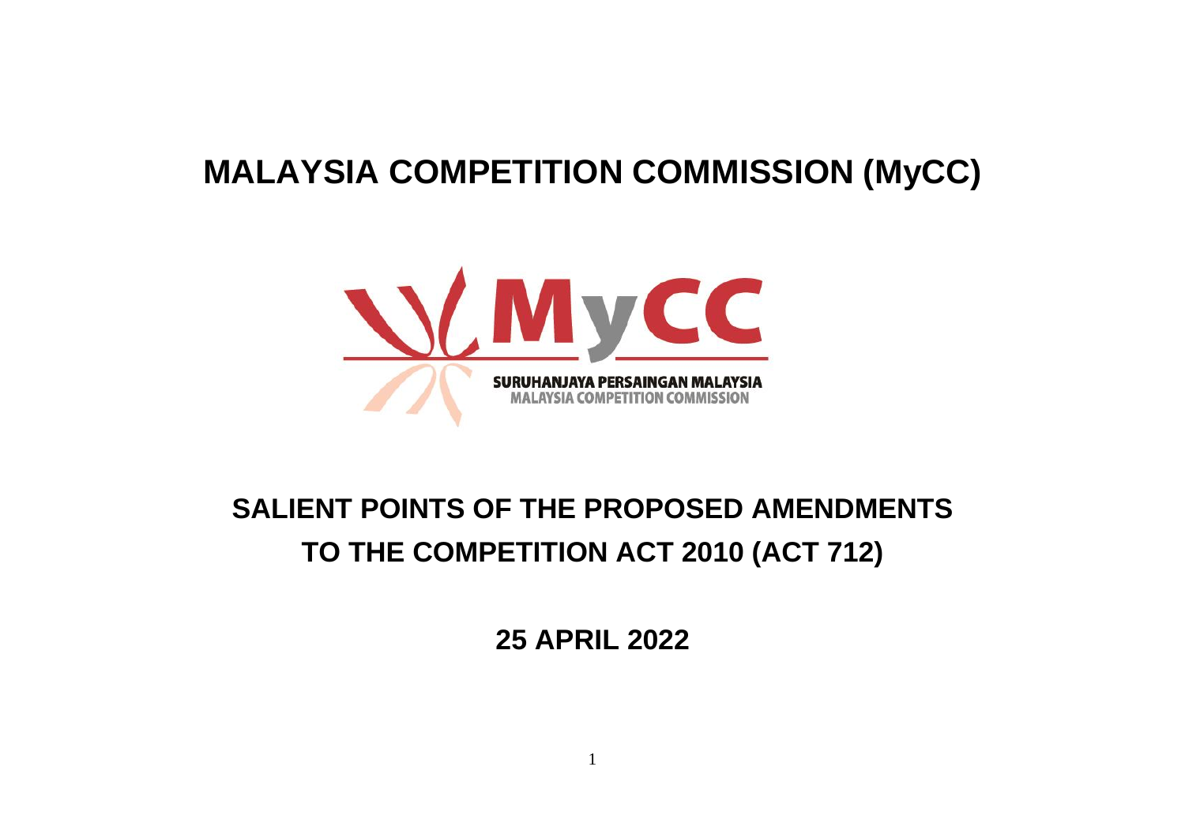# MALAYSIA COMPETITION COMMISSION (MyCC)

# SALIENT POINTS OF THE PROPOSED AMENDMENTS TO THE COMPETITION ACT 2010 (ACT 712)

## 25 APRIL 2022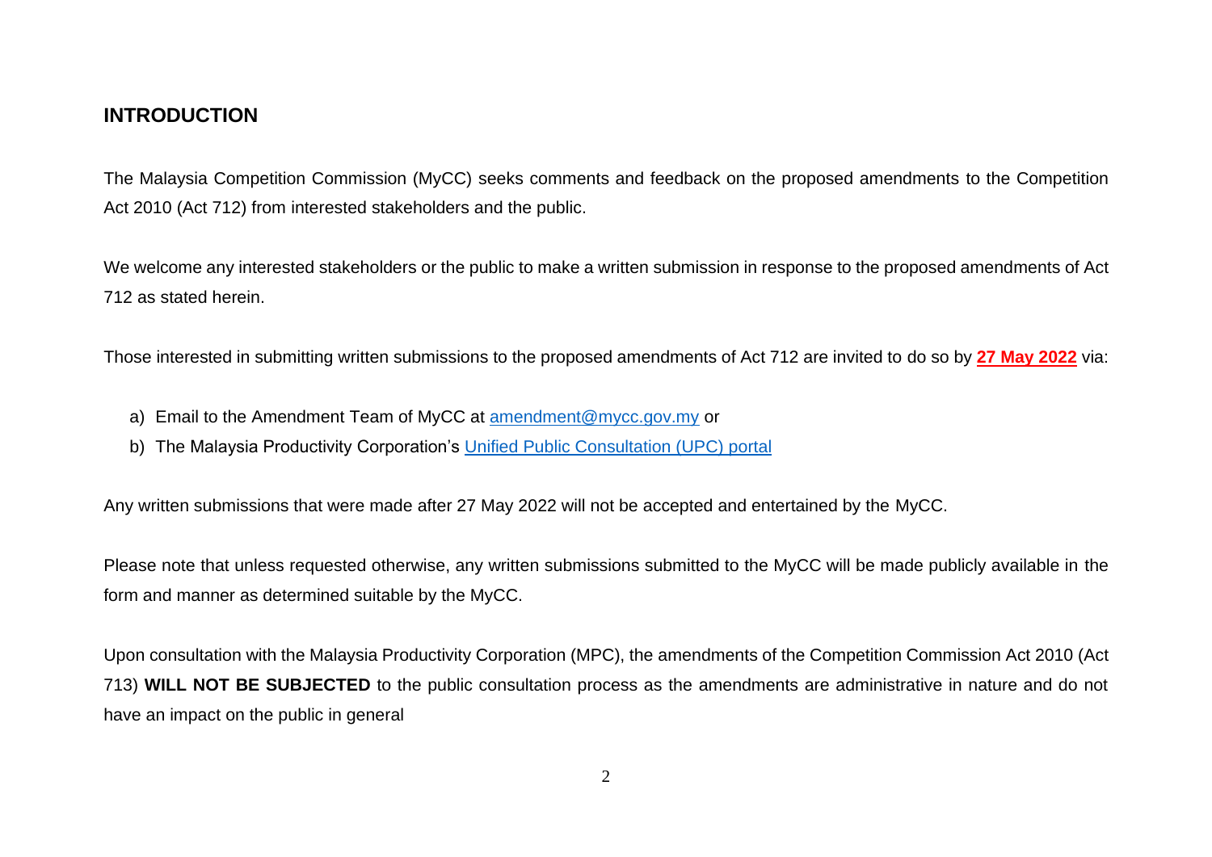## INTRODUCTION

The Malaysia Competition Commission (MyCC) seeks comments and feedback on the proposed amendments to the Competition Act 2010 (Act 712) from interested stakeholders and the public.

We welcome any interested stakeholders or the public to make a written submission in response to the proposed amendments of Act 712 as stated herein.

Those interested in submitting written submissions to the proposed amendments of Act 712 are invited to do so by **27 May 2022** via:

a) Email to the Amendment Team of MyCC at amendment@mycc.gov.my or
b) The Malaysia Productivity Corporation's Unified Public Consultation (UPC) portal

Any written submissions that were made after 27 May 2022 will not be accepted and entertained by the MyCC.

Please note that unless requested otherwise, any written submissions submitted to the MyCC will be made publicly available in the form and manner as determined suitable by the MyCC.

Upon consultation with the Malaysia Productivity Corporation (MPC), the amendments of the Competition Commission Act 2010 (Act 713) **WILL NOT BE SUBJECTED** to the public consultation process as the amendments are administrative in nature and do not have an impact on the public in general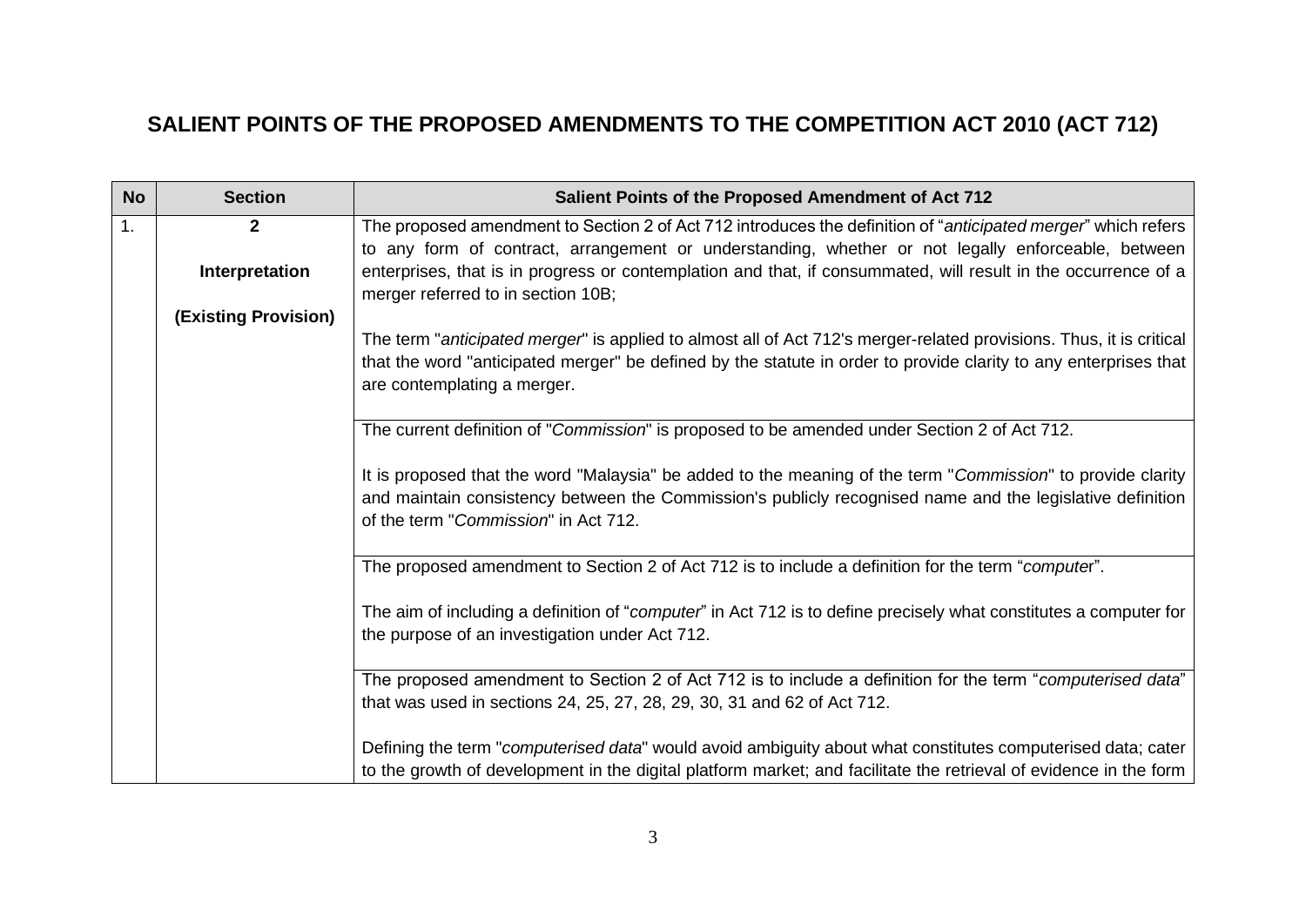## SALIENT POINTS OF THE PROPOSED AMENDMENTS TO THE COMPETITION ACT 2010 (ACT 712)

| No | Section | Salient Points of the Proposed Amendment of Act 712 |
|---|---|---|
| 1. | **2**<br><br>**Interpretation**<br><br>**(Existing Provision)** | The proposed amendment to Section 2 of Act 712 introduces the definition of "*anticipated merger*" which refers to any form of contract, arrangement or understanding, whether or not legally enforceable, between enterprises, that is in progress or contemplation and that, if consummated, will result in the occurrence of a merger referred to in section 10B;<br><br>The term "*anticipated merger*" is applied to almost all of Act 712's merger-related provisions. Thus, it is critical that the word "anticipated merger" be defined by the statute in order to provide clarity to any enterprises that are contemplating a merger. |
| | | The current definition of "*Commission*" is proposed to be amended under Section 2 of Act 712.<br><br>It is proposed that the word "Malaysia" be added to the meaning of the term "*Commission*" to provide clarity and maintain consistency between the Commission's publicly recognised name and the legislative definition of the term "*Commission*" in Act 712. |
| | | The proposed amendment to Section 2 of Act 712 is to include a definition for the term "*computer*".<br><br>The aim of including a definition of "*computer*" in Act 712 is to define precisely what constitutes a computer for the purpose of an investigation under Act 712. |
| | | The proposed amendment to Section 2 of Act 712 is to include a definition for the term "*computerised data*" that was used in sections 24, 25, 27, 28, 29, 30, 31 and 62 of Act 712.<br><br>Defining the term "*computerised data*" would avoid ambiguity about what constitutes computerised data; cater to the growth of development in the digital platform market; and facilitate the retrieval of evidence in the form |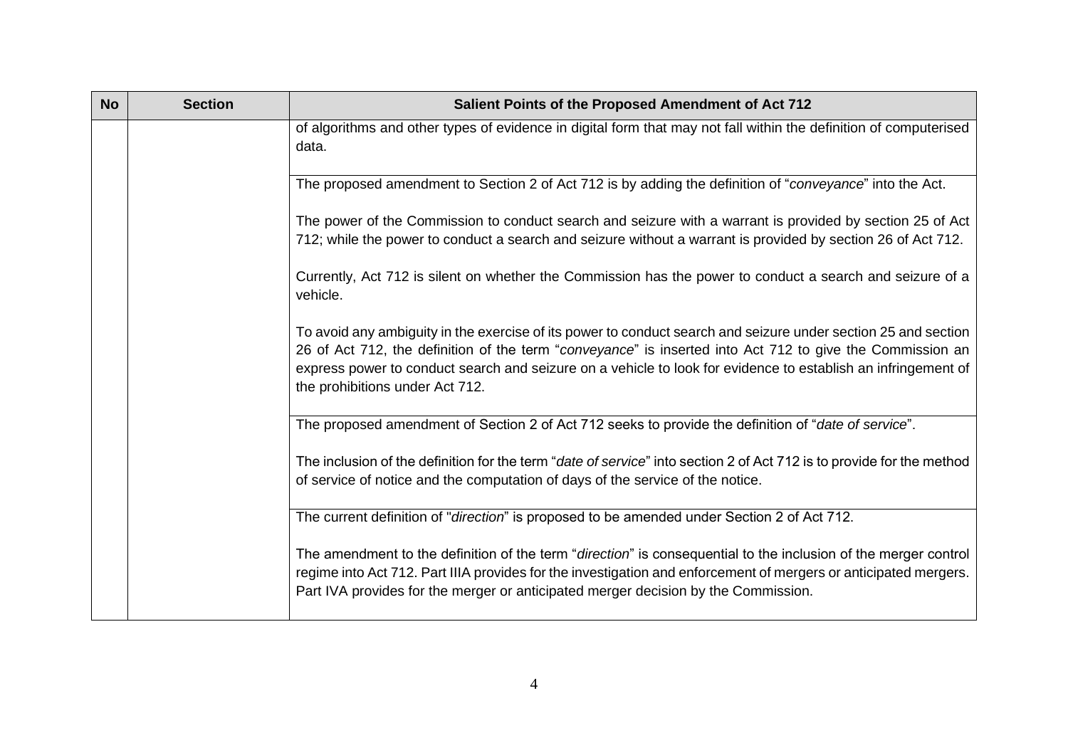| No | Section | Salient Points of the Proposed Amendment of Act 712 |
|---|---|---|
| | | of algorithms and other types of evidence in digital form that may not fall within the definition of computerised data. |
| | | The proposed amendment to Section 2 of Act 712 is by adding the definition of "*conveyance*" into the Act.<br><br>The power of the Commission to conduct search and seizure with a warrant is provided by section 25 of Act 712; while the power to conduct a search and seizure without a warrant is provided by section 26 of Act 712.<br><br>Currently, Act 712 is silent on whether the Commission has the power to conduct a search and seizure of a vehicle.<br><br>To avoid any ambiguity in the exercise of its power to conduct search and seizure under section 25 and section 26 of Act 712, the definition of the term "*conveyance*" is inserted into Act 712 to give the Commission an express power to conduct search and seizure on a vehicle to look for evidence to establish an infringement of the prohibitions under Act 712. |
| | | The proposed amendment of Section 2 of Act 712 seeks to provide the definition of "*date of service*".<br><br>The inclusion of the definition for the term "*date of service*" into section 2 of Act 712 is to provide for the method of service of notice and the computation of days of the service of the notice. |
| | | The current definition of "*direction*" is proposed to be amended under Section 2 of Act 712.<br><br>The amendment to the definition of the term "*direction*" is consequential to the inclusion of the merger control regime into Act 712. Part IIIA provides for the investigation and enforcement of mergers or anticipated mergers. Part IVA provides for the merger or anticipated merger decision by the Commission. |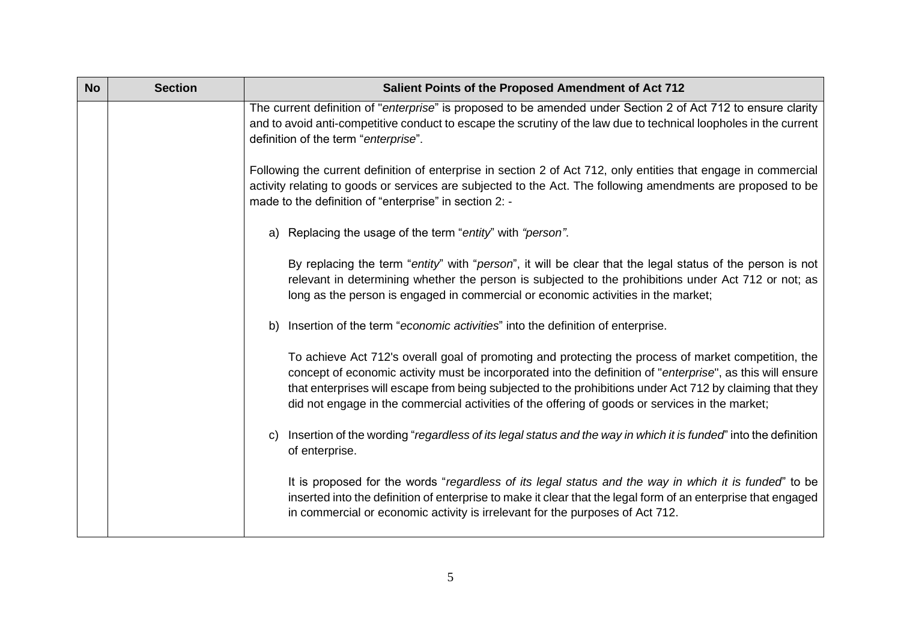| No | Section | Salient Points of the Proposed Amendment of Act 712 |
|---|---|---|
| | | The current definition of "*enterprise*" is proposed to be amended under Section 2 of Act 712 to ensure clarity and to avoid anti-competitive conduct to escape the scrutiny of the law due to technical loopholes in the current definition of the term "*enterprise*".<br><br>Following the current definition of enterprise in section 2 of Act 712, only entities that engage in commercial activity relating to goods or services are subjected to the Act. The following amendments are proposed to be made to the definition of "enterprise" in section 2: -<br><br>a) Replacing the usage of the term "*entity*" with *"person"*.<br><br>By replacing the term "*entity*" with "*person*", it will be clear that the legal status of the person is not relevant in determining whether the person is subjected to the prohibitions under Act 712 or not; as long as the person is engaged in commercial or economic activities in the market;<br><br>b) Insertion of the term "*economic activities*" into the definition of enterprise.<br><br>To achieve Act 712's overall goal of promoting and protecting the process of market competition, the concept of economic activity must be incorporated into the definition of "*enterprise*", as this will ensure that enterprises will escape from being subjected to the prohibitions under Act 712 by claiming that they did not engage in the commercial activities of the offering of goods or services in the market;<br><br>c) Insertion of the wording "*regardless of its legal status and the way in which it is funded*" into the definition of enterprise.<br><br>It is proposed for the words "*regardless of its legal status and the way in which it is funded*" to be inserted into the definition of enterprise to make it clear that the legal form of an enterprise that engaged in commercial or economic activity is irrelevant for the purposes of Act 712. |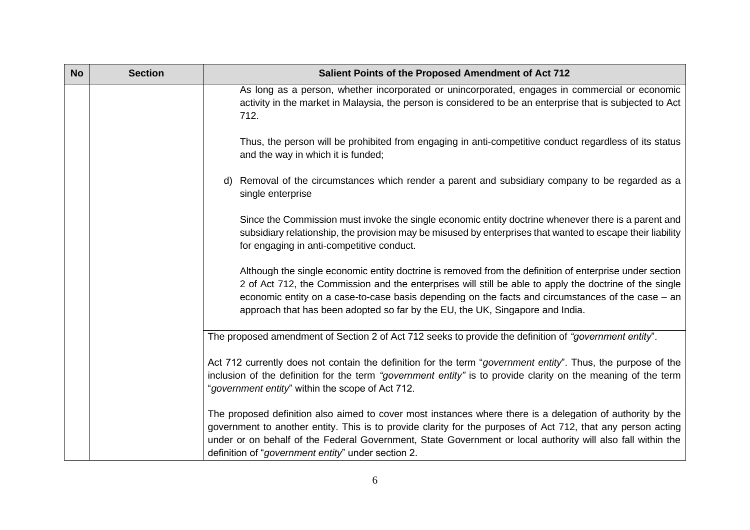| No | Section | Salient Points of the Proposed Amendment of Act 712 |
| --- | --- | --- |
| | | As long as a person, whether incorporated or unincorporated, engages in commercial or economic activity in the market in Malaysia, the person is considered to be an enterprise that is subjected to Act 712.<br><br>Thus, the person will be prohibited from engaging in anti-competitive conduct regardless of its status and the way in which it is funded;<br><br>d) Removal of the circumstances which render a parent and subsidiary company to be regarded as a single enterprise<br><br>Since the Commission must invoke the single economic entity doctrine whenever there is a parent and subsidiary relationship, the provision may be misused by enterprises that wanted to escape their liability for engaging in anti-competitive conduct.<br><br>Although the single economic entity doctrine is removed from the definition of enterprise under section 2 of Act 712, the Commission and the enterprises will still be able to apply the doctrine of the single economic entity on a case-to-case basis depending on the facts and circumstances of the case – an approach that has been adopted so far by the EU, the UK, Singapore and India. |
| | | The proposed amendment of Section 2 of Act 712 seeks to provide the definition of *"government entity*".<br><br>Act 712 currently does not contain the definition for the term "*government entity*". Thus, the purpose of the inclusion of the definition for the term *"government entity"* is to provide clarity on the meaning of the term "*government entity*" within the scope of Act 712.<br><br>The proposed definition also aimed to cover most instances where there is a delegation of authority by the government to another entity. This is to provide clarity for the purposes of Act 712, that any person acting under or on behalf of the Federal Government, State Government or local authority will also fall within the definition of "*government entity*" under section 2. |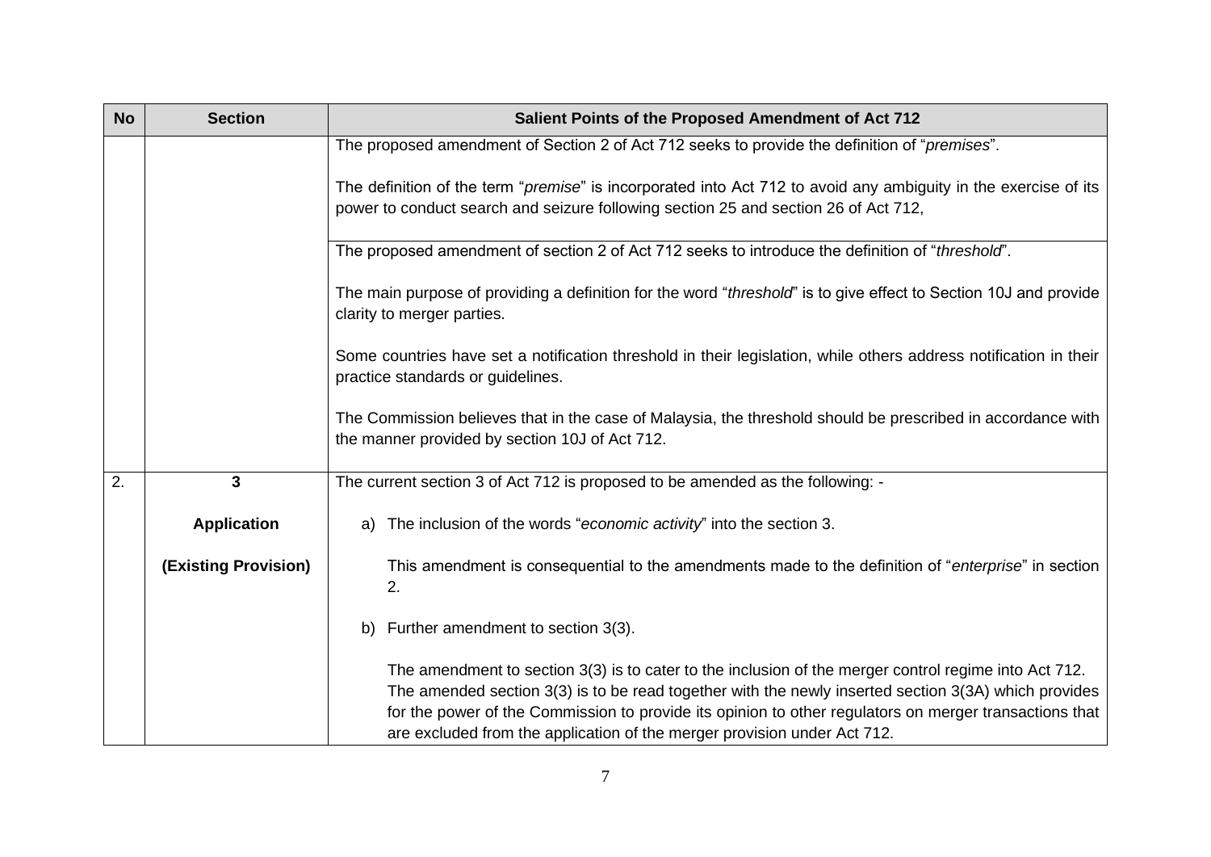| No | Section | Salient Points of the Proposed Amendment of Act 712 |
|---|---|---|
| | | The proposed amendment of Section 2 of Act 712 seeks to provide the definition of "*premises*".<br><br>The definition of the term "*premise*" is incorporated into Act 712 to avoid any ambiguity in the exercise of its power to conduct search and seizure following section 25 and section 26 of Act 712, |
| | | The proposed amendment of section 2 of Act 712 seeks to introduce the definition of "*threshold*".<br><br>The main purpose of providing a definition for the word "*threshold*" is to give effect to Section 10J and provide clarity to merger parties.<br><br>Some countries have set a notification threshold in their legislation, while others address notification in their practice standards or guidelines.<br><br>The Commission believes that in the case of Malaysia, the threshold should be prescribed in accordance with the manner provided by section 10J of Act 712. |
| 2. | **3**<br><br>**Application**<br><br>**(Existing Provision)** | The current section 3 of Act 712 is proposed to be amended as the following: -<br><br>a) The inclusion of the words "*economic activity*" into the section 3.<br><br>This amendment is consequential to the amendments made to the definition of "*enterprise*" in section 2.<br><br>b) Further amendment to section 3(3).<br><br>The amendment to section 3(3) is to cater to the inclusion of the merger control regime into Act 712. The amended section 3(3) is to be read together with the newly inserted section 3(3A) which provides for the power of the Commission to provide its opinion to other regulators on merger transactions that are excluded from the application of the merger provision under Act 712. |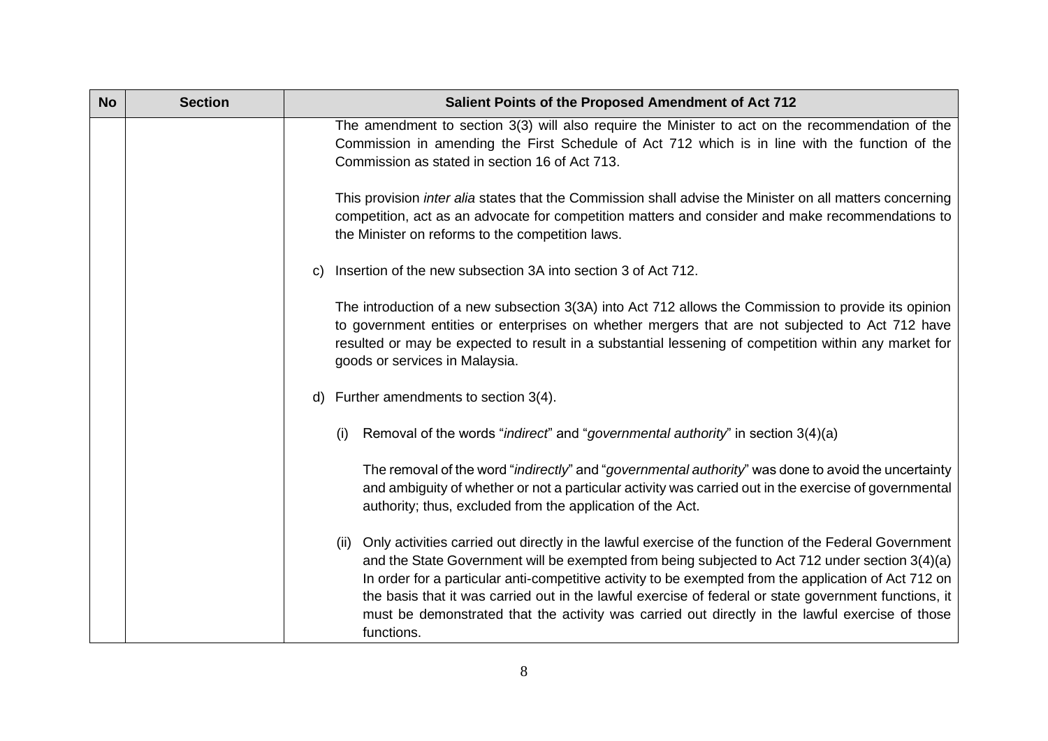| No | Section | Salient Points of the Proposed Amendment of Act 712 |
|---|---|---|
| | | The amendment to section 3(3) will also require the Minister to act on the recommendation of the Commission in amending the First Schedule of Act 712 which is in line with the function of the Commission as stated in section 16 of Act 713.<br><br>This provision *inter alia* states that the Commission shall advise the Minister on all matters concerning competition, act as an advocate for competition matters and consider and make recommendations to the Minister on reforms to the competition laws.<br><br>c) Insertion of the new subsection 3A into section 3 of Act 712.<br><br>The introduction of a new subsection 3(3A) into Act 712 allows the Commission to provide its opinion to government entities or enterprises on whether mergers that are not subjected to Act 712 have resulted or may be expected to result in a substantial lessening of competition within any market for goods or services in Malaysia.<br><br>d) Further amendments to section 3(4).<br><br>(i) Removal of the words "*indirect*" and "*governmental authority*" in section 3(4)(a)<br><br>The removal of the word "*indirectly*" and "*governmental authority*" was done to avoid the uncertainty and ambiguity of whether or not a particular activity was carried out in the exercise of governmental authority; thus, excluded from the application of the Act.<br><br>(ii) Only activities carried out directly in the lawful exercise of the function of the Federal Government and the State Government will be exempted from being subjected to Act 712 under section 3(4)(a) In order for a particular anti-competitive activity to be exempted from the application of Act 712 on the basis that it was carried out in the lawful exercise of federal or state government functions, it must be demonstrated that the activity was carried out directly in the lawful exercise of those functions. |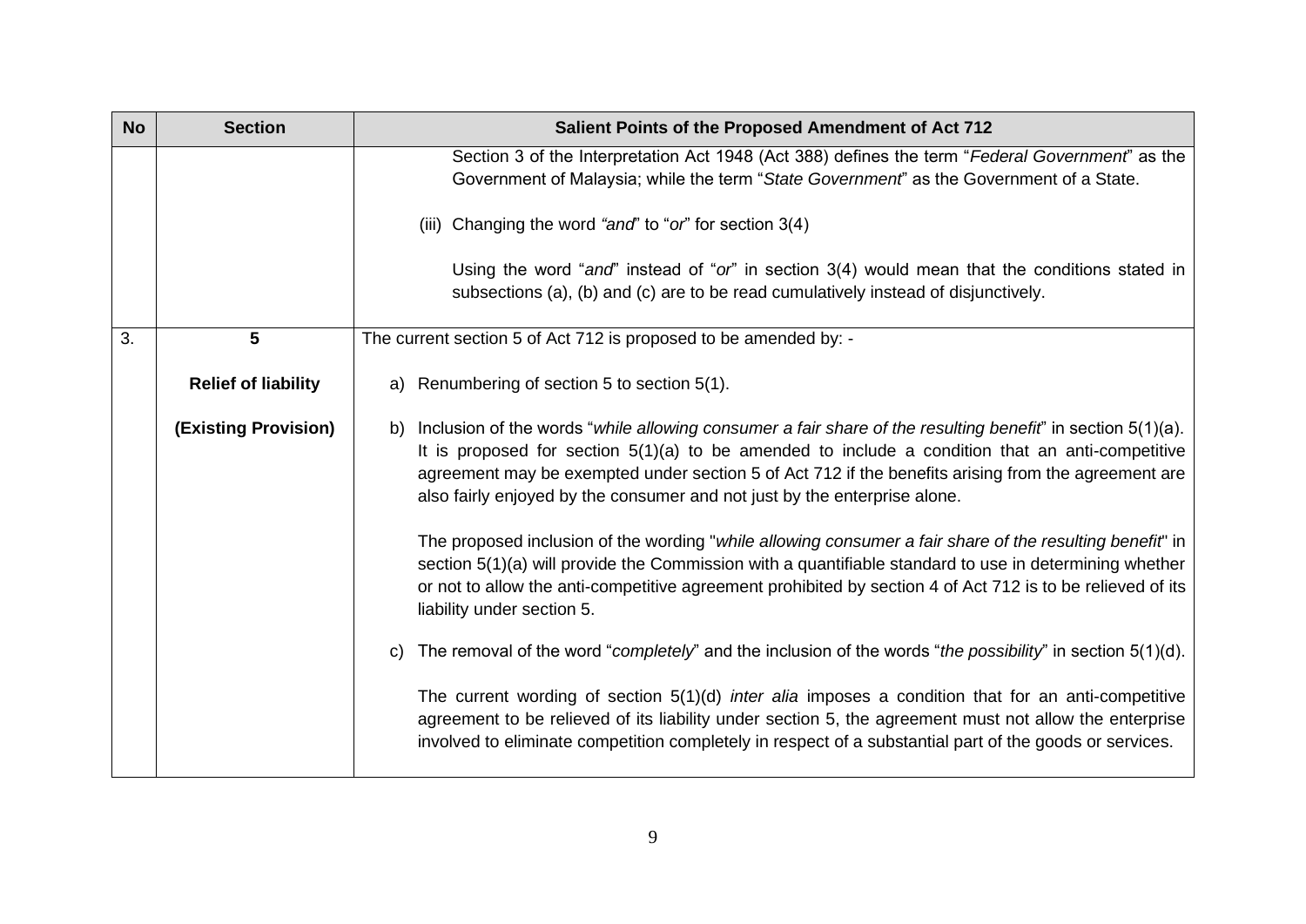| No | Section | Salient Points of the Proposed Amendment of Act 712 |
|---|---|---|
| | | Section 3 of the Interpretation Act 1948 (Act 388) defines the term "*Federal Government*" as the Government of Malaysia; while the term "*State Government*" as the Government of a State.<br><br>(iii) Changing the word *"and"* to "*or*" for section 3(4)<br><br>Using the word "*and*" instead of "*or*" in section 3(4) would mean that the conditions stated in subsections (a), (b) and (c) are to be read cumulatively instead of disjunctively. |
| 3. | **5**<br><br>**Relief of liability**<br><br>**(Existing Provision)** | The current section 5 of Act 712 is proposed to be amended by: -<br><br>a) Renumbering of section 5 to section 5(1).<br><br>b) Inclusion of the words "*while allowing consumer a fair share of the resulting benefit*" in section 5(1)(a). It is proposed for section 5(1)(a) to be amended to include a condition that an anti-competitive agreement may be exempted under section 5 of Act 712 if the benefits arising from the agreement are also fairly enjoyed by the consumer and not just by the enterprise alone.<br><br>The proposed inclusion of the wording "*while allowing consumer a fair share of the resulting benefit*" in section 5(1)(a) will provide the Commission with a quantifiable standard to use in determining whether or not to allow the anti-competitive agreement prohibited by section 4 of Act 712 is to be relieved of its liability under section 5.<br><br>c) The removal of the word "*completely*" and the inclusion of the words "*the possibility*" in section 5(1)(d).<br><br>The current wording of section 5(1)(d) *inter alia* imposes a condition that for an anti-competitive agreement to be relieved of its liability under section 5, the agreement must not allow the enterprise involved to eliminate competition completely in respect of a substantial part of the goods or services. |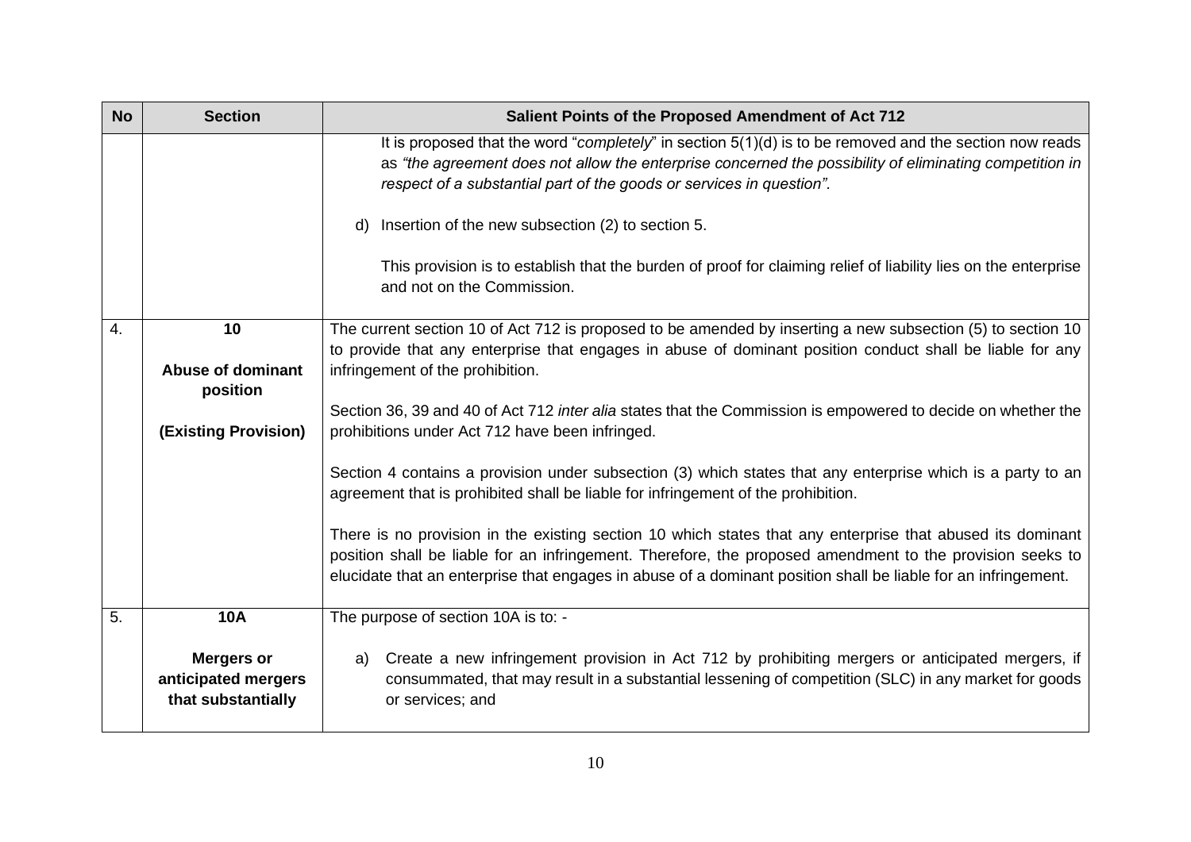| No | Section | Salient Points of the Proposed Amendment of Act 712 |
|---|---|---|
| | | It is proposed that the word "*completely*" in section 5(1)(d) is to be removed and the section now reads as *"the agreement does not allow the enterprise concerned the possibility of eliminating competition in respect of a substantial part of the goods or services in question".*<br><br>d) Insertion of the new subsection (2) to section 5.<br><br>This provision is to establish that the burden of proof for claiming relief of liability lies on the enterprise and not on the Commission. |
| 4. | **10**<br><br>**Abuse of dominant position**<br><br>**(Existing Provision)** | The current section 10 of Act 712 is proposed to be amended by inserting a new subsection (5) to section 10 to provide that any enterprise that engages in abuse of dominant position conduct shall be liable for any infringement of the prohibition.<br><br>Section 36, 39 and 40 of Act 712 *inter alia* states that the Commission is empowered to decide on whether the prohibitions under Act 712 have been infringed.<br><br>Section 4 contains a provision under subsection (3) which states that any enterprise which is a party to an agreement that is prohibited shall be liable for infringement of the prohibition.<br><br>There is no provision in the existing section 10 which states that any enterprise that abused its dominant position shall be liable for an infringement. Therefore, the proposed amendment to the provision seeks to elucidate that an enterprise that engages in abuse of a dominant position shall be liable for an infringement. |
| 5. | **10A**<br><br>**Mergers or anticipated mergers that substantially** | The purpose of section 10A is to: -<br><br>a) Create a new infringement provision in Act 712 by prohibiting mergers or anticipated mergers, if consummated, that may result in a substantial lessening of competition (SLC) in any market for goods or services; and |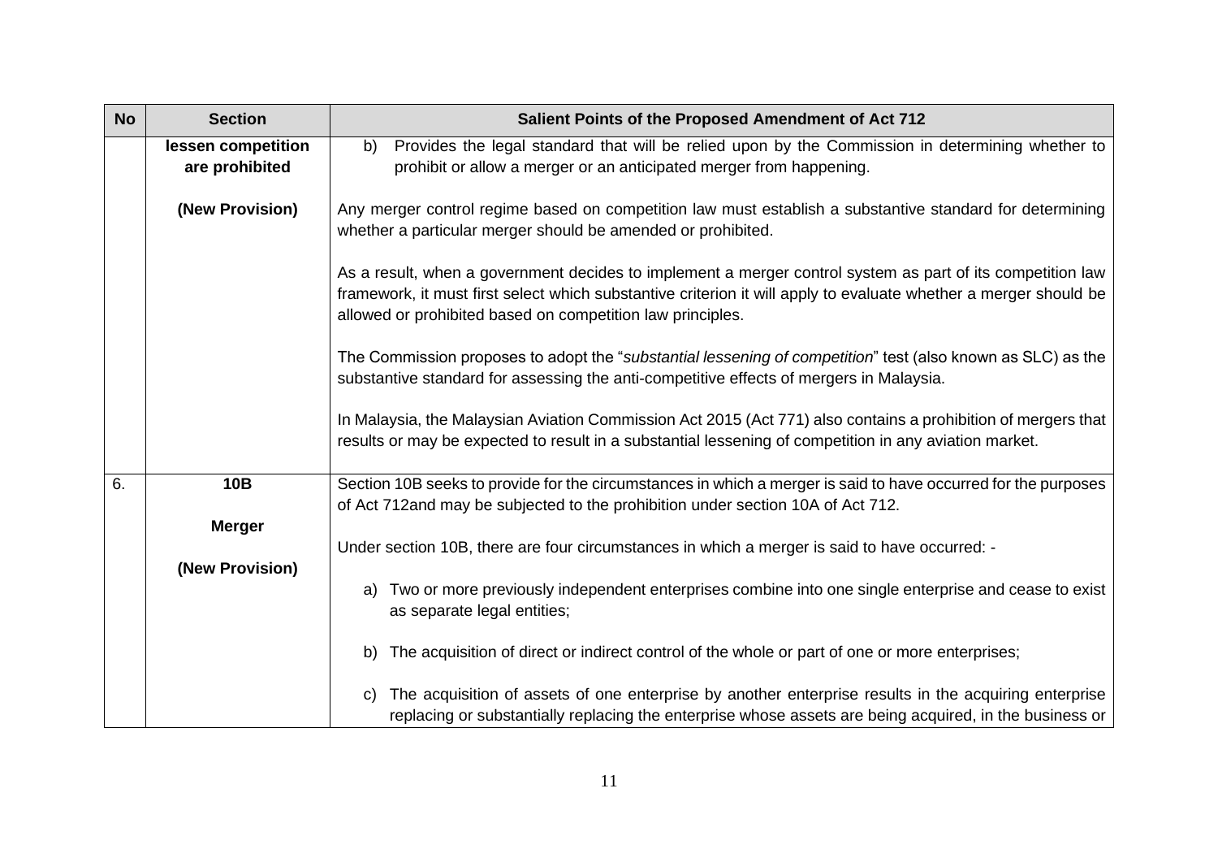| No | Section | Salient Points of the Proposed Amendment of Act 712 |
|---|---|---|
| | **lessen competition are prohibited**<br><br>**(New Provision)** | b) Provides the legal standard that will be relied upon by the Commission in determining whether to prohibit or allow a merger or an anticipated merger from happening.<br><br>Any merger control regime based on competition law must establish a substantive standard for determining whether a particular merger should be amended or prohibited.<br><br>As a result, when a government decides to implement a merger control system as part of its competition law framework, it must first select which substantive criterion it will apply to evaluate whether a merger should be allowed or prohibited based on competition law principles.<br><br>The Commission proposes to adopt the "*substantial lessening of competition*" test (also known as SLC) as the substantive standard for assessing the anti-competitive effects of mergers in Malaysia.<br><br>In Malaysia, the Malaysian Aviation Commission Act 2015 (Act 771) also contains a prohibition of mergers that results or may be expected to result in a substantial lessening of competition in any aviation market. |
| 6. | **10B**<br><br>**Merger**<br><br>**(New Provision)** | Section 10B seeks to provide for the circumstances in which a merger is said to have occurred for the purposes of Act 712and may be subjected to the prohibition under section 10A of Act 712.<br><br>Under section 10B, there are four circumstances in which a merger is said to have occurred: -<br><br>a) Two or more previously independent enterprises combine into one single enterprise and cease to exist as separate legal entities;<br><br>b) The acquisition of direct or indirect control of the whole or part of one or more enterprises;<br><br>c) The acquisition of assets of one enterprise by another enterprise results in the acquiring enterprise replacing or substantially replacing the enterprise whose assets are being acquired, in the business or |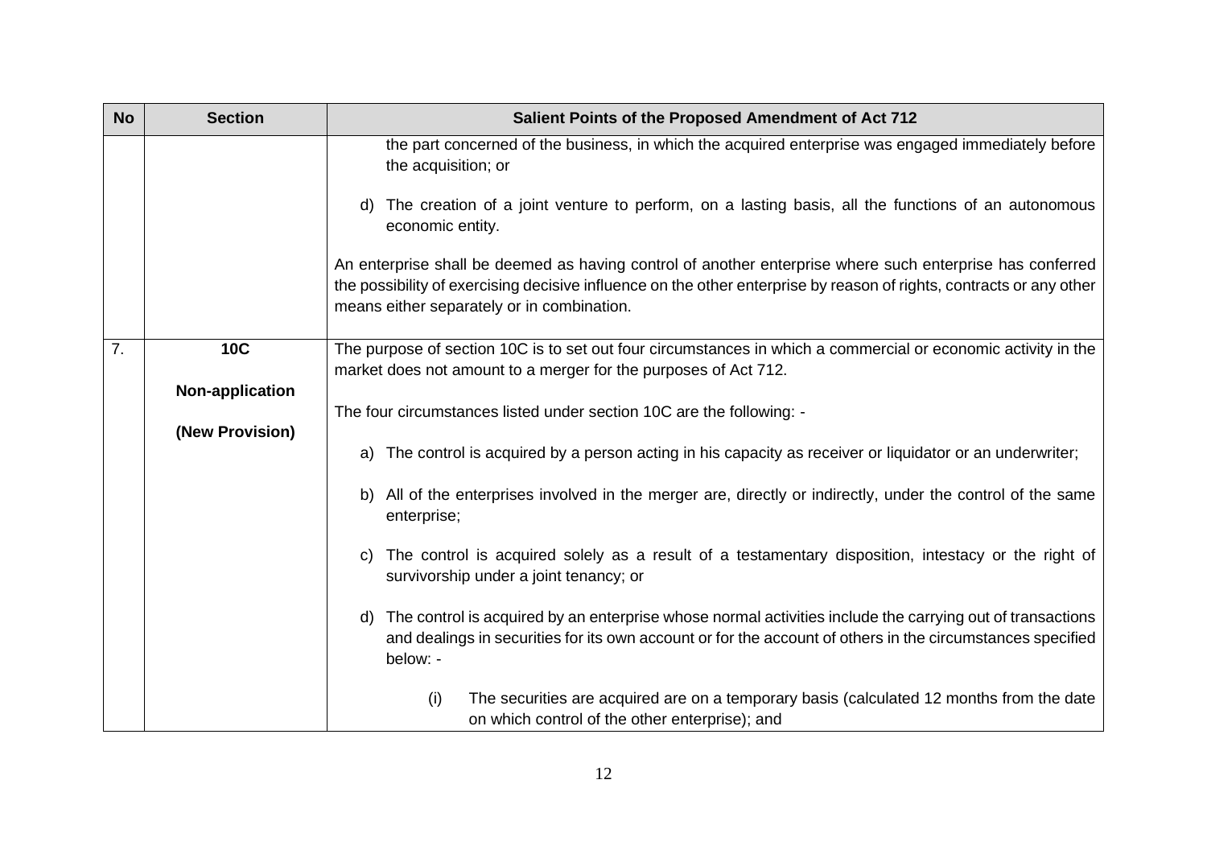| No | Section | Salient Points of the Proposed Amendment of Act 712 |
|---|---|---|
| | | the part concerned of the business, in which the acquired enterprise was engaged immediately before the acquisition; or<br><br>d) The creation of a joint venture to perform, on a lasting basis, all the functions of an autonomous economic entity.<br><br>An enterprise shall be deemed as having control of another enterprise where such enterprise has conferred the possibility of exercising decisive influence on the other enterprise by reason of rights, contracts or any other means either separately or in combination. |
| 7. | **10C**<br><br>**Non-application**<br><br>**(New Provision)** | The purpose of section 10C is to set out four circumstances in which a commercial or economic activity in the market does not amount to a merger for the purposes of Act 712.<br><br>The four circumstances listed under section 10C are the following: -<br><br>a) The control is acquired by a person acting in his capacity as receiver or liquidator or an underwriter;<br><br>b) All of the enterprises involved in the merger are, directly or indirectly, under the control of the same enterprise;<br><br>c) The control is acquired solely as a result of a testamentary disposition, intestacy or the right of survivorship under a joint tenancy; or<br><br>d) The control is acquired by an enterprise whose normal activities include the carrying out of transactions and dealings in securities for its own account or for the account of others in the circumstances specified below: -<br><br>(i) The securities are acquired are on a temporary basis (calculated 12 months from the date on which control of the other enterprise); and |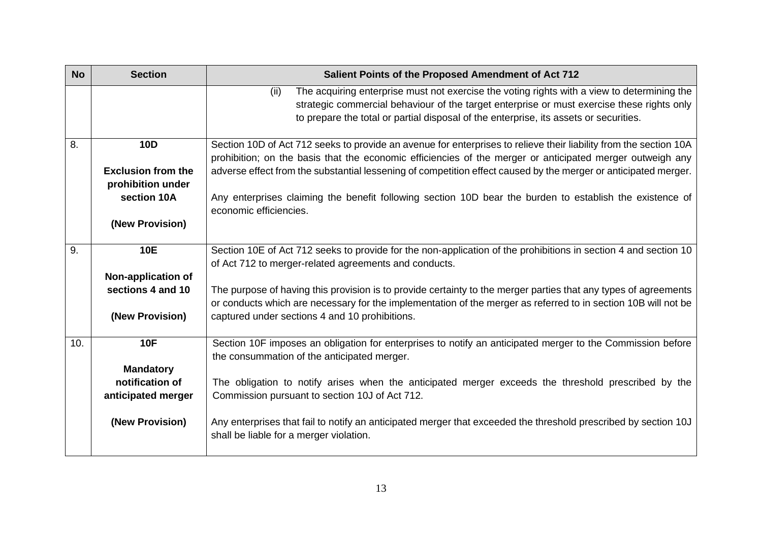| No | Section | Salient Points of the Proposed Amendment of Act 712 |
|---|---|---|
| | | (ii) The acquiring enterprise must not exercise the voting rights with a view to determining the strategic commercial behaviour of the target enterprise or must exercise these rights only to prepare the total or partial disposal of the enterprise, its assets or securities. |
| 8. | **10D**<br><br>**Exclusion from the prohibition under section 10A**<br><br>**(New Provision)** | Section 10D of Act 712 seeks to provide an avenue for enterprises to relieve their liability from the section 10A prohibition; on the basis that the economic efficiencies of the merger or anticipated merger outweigh any adverse effect from the substantial lessening of competition effect caused by the merger or anticipated merger.<br><br>Any enterprises claiming the benefit following section 10D bear the burden to establish the existence of economic efficiencies. |
| 9. | **10E**<br><br>**Non-application of sections 4 and 10**<br><br>**(New Provision)** | Section 10E of Act 712 seeks to provide for the non-application of the prohibitions in section 4 and section 10 of Act 712 to merger-related agreements and conducts.<br><br>The purpose of having this provision is to provide certainty to the merger parties that any types of agreements or conducts which are necessary for the implementation of the merger as referred to in section 10B will not be captured under sections 4 and 10 prohibitions. |
| 10. | **10F**<br><br>**Mandatory notification of anticipated merger**<br><br>**(New Provision)** | Section 10F imposes an obligation for enterprises to notify an anticipated merger to the Commission before the consummation of the anticipated merger.<br><br>The obligation to notify arises when the anticipated merger exceeds the threshold prescribed by the Commission pursuant to section 10J of Act 712.<br><br>Any enterprises that fail to notify an anticipated merger that exceeded the threshold prescribed by section 10J shall be liable for a merger violation. |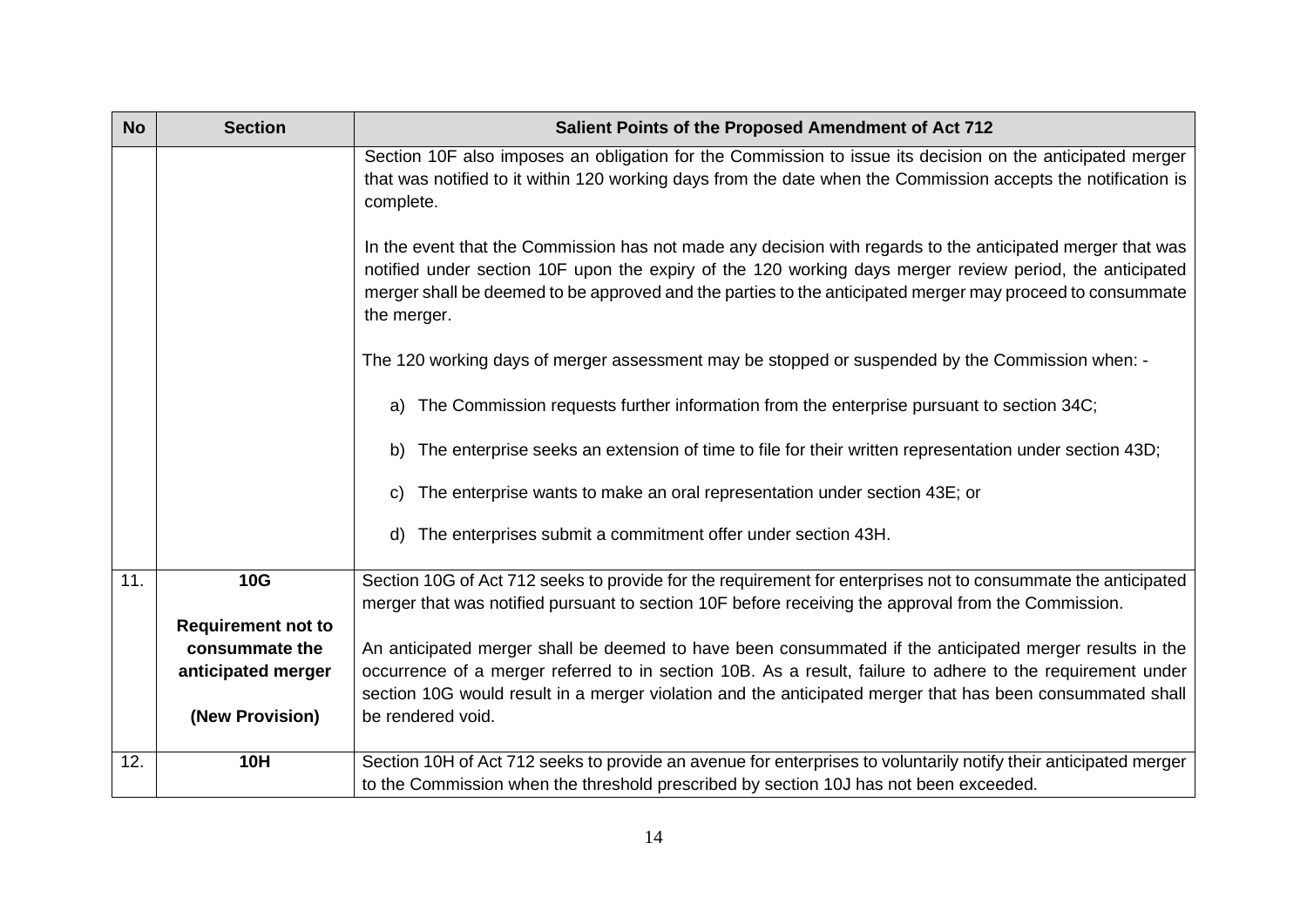| No | Section | Salient Points of the Proposed Amendment of Act 712 |
|---|---|---|
| | | Section 10F also imposes an obligation for the Commission to issue its decision on the anticipated merger that was notified to it within 120 working days from the date when the Commission accepts the notification is complete.<br><br>In the event that the Commission has not made any decision with regards to the anticipated merger that was notified under section 10F upon the expiry of the 120 working days merger review period, the anticipated merger shall be deemed to be approved and the parties to the anticipated merger may proceed to consummate the merger.<br><br>The 120 working days of merger assessment may be stopped or suspended by the Commission when: -<br><br>a) The Commission requests further information from the enterprise pursuant to section 34C;<br><br>b) The enterprise seeks an extension of time to file for their written representation under section 43D;<br><br>c) The enterprise wants to make an oral representation under section 43E; or<br><br>d) The enterprises submit a commitment offer under section 43H. |
| 11. | **10G**<br><br>**Requirement not to consummate the anticipated merger**<br><br>**(New Provision)** | Section 10G of Act 712 seeks to provide for the requirement for enterprises not to consummate the anticipated merger that was notified pursuant to section 10F before receiving the approval from the Commission.<br><br>An anticipated merger shall be deemed to have been consummated if the anticipated merger results in the occurrence of a merger referred to in section 10B. As a result, failure to adhere to the requirement under section 10G would result in a merger violation and the anticipated merger that has been consummated shall be rendered void. |
| 12. | **10H** | Section 10H of Act 712 seeks to provide an avenue for enterprises to voluntarily notify their anticipated merger to the Commission when the threshold prescribed by section 10J has not been exceeded. |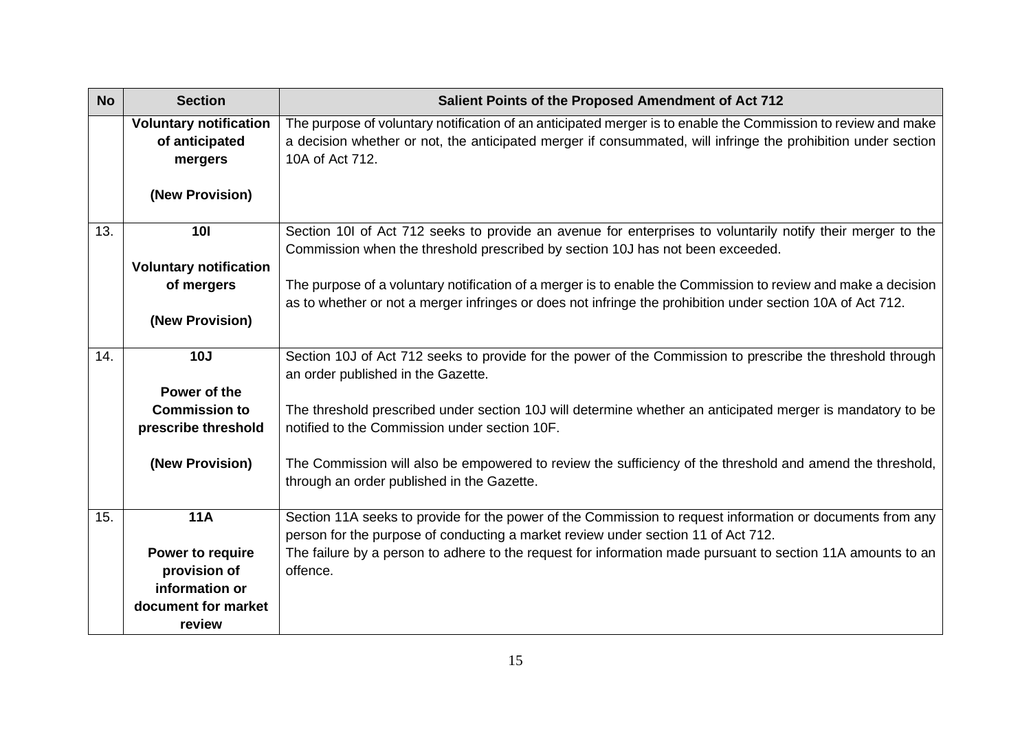| No | Section | Salient Points of the Proposed Amendment of Act 712 |
|---|---|---|
| | **Voluntary notification of anticipated mergers**<br><br>**(New Provision)** | The purpose of voluntary notification of an anticipated merger is to enable the Commission to review and make a decision whether or not, the anticipated merger if consummated, will infringe the prohibition under section 10A of Act 712. |
| 13. | **10I**<br><br>**Voluntary notification of mergers**<br><br>**(New Provision)** | Section 10I of Act 712 seeks to provide an avenue for enterprises to voluntarily notify their merger to the Commission when the threshold prescribed by section 10J has not been exceeded.<br><br>The purpose of a voluntary notification of a merger is to enable the Commission to review and make a decision as to whether or not a merger infringes or does not infringe the prohibition under section 10A of Act 712. |
| 14. | **10J**<br><br>**Power of the Commission to prescribe threshold**<br><br>**(New Provision)** | Section 10J of Act 712 seeks to provide for the power of the Commission to prescribe the threshold through an order published in the Gazette.<br><br>The threshold prescribed under section 10J will determine whether an anticipated merger is mandatory to be notified to the Commission under section 10F.<br><br>The Commission will also be empowered to review the sufficiency of the threshold and amend the threshold, through an order published in the Gazette. |
| 15. | **11A**<br><br>**Power to require provision of information or document for market review** | Section 11A seeks to provide for the power of the Commission to request information or documents from any person for the purpose of conducting a market review under section 11 of Act 712.<br>The failure by a person to adhere to the request for information made pursuant to section 11A amounts to an offence. |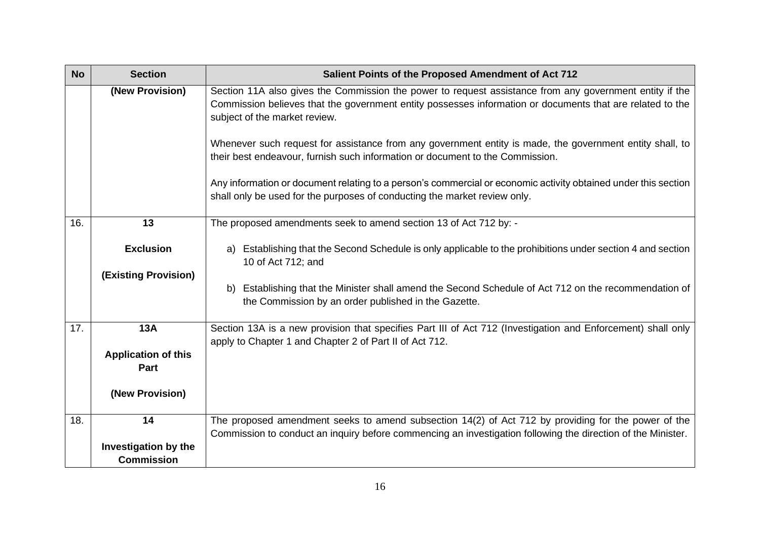| No | Section | Salient Points of the Proposed Amendment of Act 712 |
|---|---|---|
| | **(New Provision)** | Section 11A also gives the Commission the power to request assistance from any government entity if the Commission believes that the government entity possesses information or documents that are related to the subject of the market review.<br><br>Whenever such request for assistance from any government entity is made, the government entity shall, to their best endeavour, furnish such information or document to the Commission.<br><br>Any information or document relating to a person's commercial or economic activity obtained under this section shall only be used for the purposes of conducting the market review only. |
| 16. | **13**<br><br>**Exclusion**<br><br>**(Existing Provision)** | The proposed amendments seek to amend section 13 of Act 712 by: -<br><br>a) Establishing that the Second Schedule is only applicable to the prohibitions under section 4 and section 10 of Act 712; and<br><br>b) Establishing that the Minister shall amend the Second Schedule of Act 712 on the recommendation of the Commission by an order published in the Gazette. |
| 17. | **13A**<br><br>**Application of this Part**<br><br>**(New Provision)** | Section 13A is a new provision that specifies Part III of Act 712 (Investigation and Enforcement) shall only apply to Chapter 1 and Chapter 2 of Part II of Act 712. |
| 18. | **14**<br><br>**Investigation by the Commission** | The proposed amendment seeks to amend subsection 14(2) of Act 712 by providing for the power of the Commission to conduct an inquiry before commencing an investigation following the direction of the Minister. |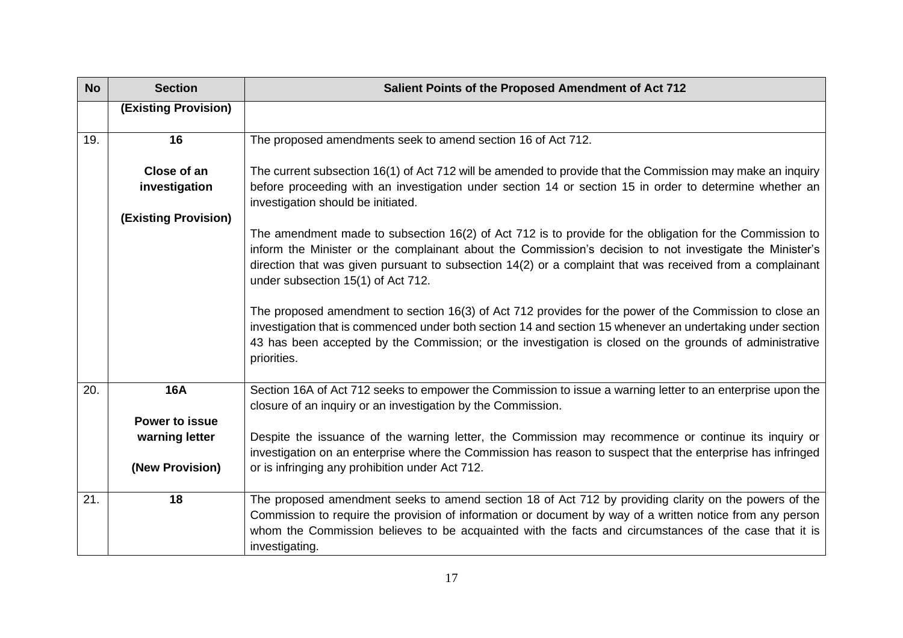| No | Section | Salient Points of the Proposed Amendment of Act 712 |
|---|---|---|
| | **(Existing Provision)** | |
| 19. | **16**<br><br>**Close of an investigation**<br><br>**(Existing Provision)** | The proposed amendments seek to amend section 16 of Act 712.<br><br>The current subsection 16(1) of Act 712 will be amended to provide that the Commission may make an inquiry before proceeding with an investigation under section 14 or section 15 in order to determine whether an investigation should be initiated.<br><br>The amendment made to subsection 16(2) of Act 712 is to provide for the obligation for the Commission to inform the Minister or the complainant about the Commission's decision to not investigate the Minister's direction that was given pursuant to subsection 14(2) or a complaint that was received from a complainant under subsection 15(1) of Act 712.<br><br>The proposed amendment to section 16(3) of Act 712 provides for the power of the Commission to close an investigation that is commenced under both section 14 and section 15 whenever an undertaking under section 43 has been accepted by the Commission; or the investigation is closed on the grounds of administrative priorities. |
| 20. | **16A**<br><br>**Power to issue warning letter**<br><br>**(New Provision)** | Section 16A of Act 712 seeks to empower the Commission to issue a warning letter to an enterprise upon the closure of an inquiry or an investigation by the Commission.<br><br>Despite the issuance of the warning letter, the Commission may recommence or continue its inquiry or investigation on an enterprise where the Commission has reason to suspect that the enterprise has infringed or is infringing any prohibition under Act 712. |
| 21. | **18** | The proposed amendment seeks to amend section 18 of Act 712 by providing clarity on the powers of the Commission to require the provision of information or document by way of a written notice from any person whom the Commission believes to be acquainted with the facts and circumstances of the case that it is investigating. |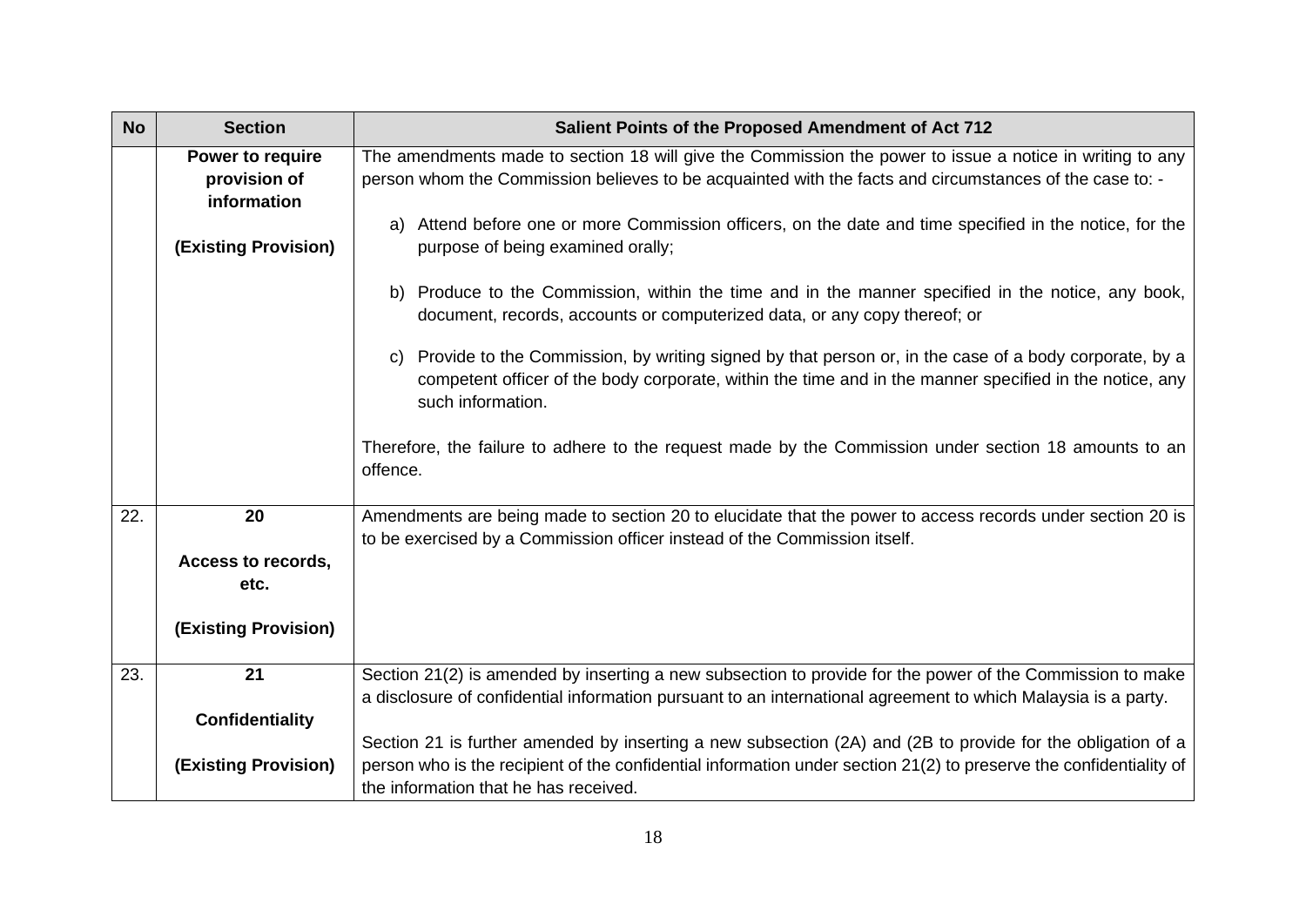| No | Section | Salient Points of the Proposed Amendment of Act 712 |
|---|---|---|
| | **Power to require provision of information**<br><br>**(Existing Provision)** | The amendments made to section 18 will give the Commission the power to issue a notice in writing to any person whom the Commission believes to be acquainted with the facts and circumstances of the case to: -<br><br>a) Attend before one or more Commission officers, on the date and time specified in the notice, for the purpose of being examined orally;<br><br>b) Produce to the Commission, within the time and in the manner specified in the notice, any book, document, records, accounts or computerized data, or any copy thereof; or<br><br>c) Provide to the Commission, by writing signed by that person or, in the case of a body corporate, by a competent officer of the body corporate, within the time and in the manner specified in the notice, any such information.<br><br>Therefore, the failure to adhere to the request made by the Commission under section 18 amounts to an offence. |
| 22. | **20**<br><br>**Access to records, etc.**<br><br>**(Existing Provision)** | Amendments are being made to section 20 to elucidate that the power to access records under section 20 is to be exercised by a Commission officer instead of the Commission itself. |
| 23. | **21**<br><br>**Confidentiality**<br><br>**(Existing Provision)** | Section 21(2) is amended by inserting a new subsection to provide for the power of the Commission to make a disclosure of confidential information pursuant to an international agreement to which Malaysia is a party.<br><br>Section 21 is further amended by inserting a new subsection (2A) and (2B to provide for the obligation of a person who is the recipient of the confidential information under section 21(2) to preserve the confidentiality of the information that he has received. |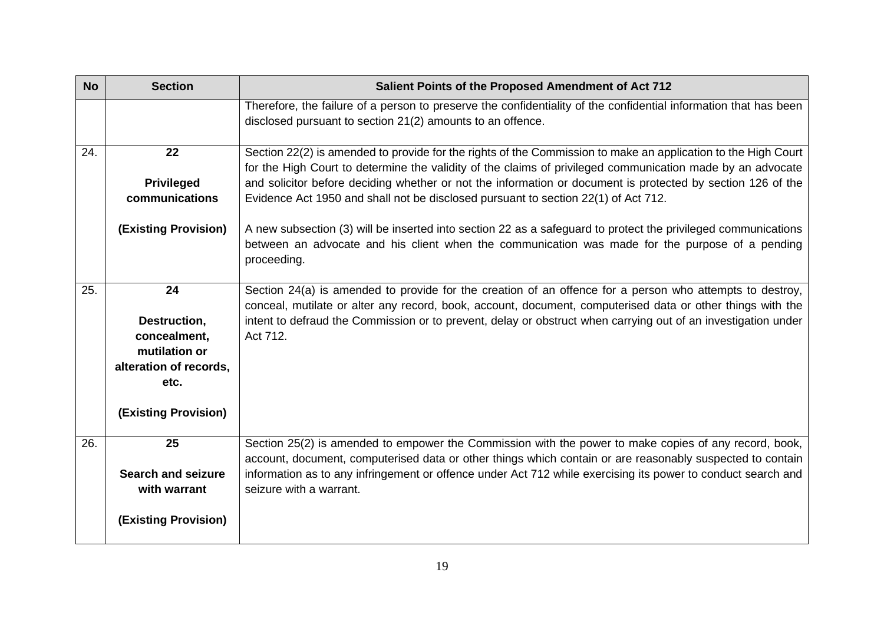| No | Section | Salient Points of the Proposed Amendment of Act 712 |
|---|---|---|
| | | Therefore, the failure of a person to preserve the confidentiality of the confidential information that has been disclosed pursuant to section 21(2) amounts to an offence. |
| 24. | **22**<br><br>**Privileged communications**<br><br>**(Existing Provision)** | Section 22(2) is amended to provide for the rights of the Commission to make an application to the High Court for the High Court to determine the validity of the claims of privileged communication made by an advocate and solicitor before deciding whether or not the information or document is protected by section 126 of the Evidence Act 1950 and shall not be disclosed pursuant to section 22(1) of Act 712.<br><br>A new subsection (3) will be inserted into section 22 as a safeguard to protect the privileged communications between an advocate and his client when the communication was made for the purpose of a pending proceeding. |
| 25. | **24**<br><br>**Destruction, concealment, mutilation or alteration of records, etc.**<br><br>**(Existing Provision)** | Section 24(a) is amended to provide for the creation of an offence for a person who attempts to destroy, conceal, mutilate or alter any record, book, account, document, computerised data or other things with the intent to defraud the Commission or to prevent, delay or obstruct when carrying out of an investigation under Act 712. |
| 26. | **25**<br><br>**Search and seizure with warrant**<br><br>**(Existing Provision)** | Section 25(2) is amended to empower the Commission with the power to make copies of any record, book, account, document, computerised data or other things which contain or are reasonably suspected to contain information as to any infringement or offence under Act 712 while exercising its power to conduct search and seizure with a warrant. |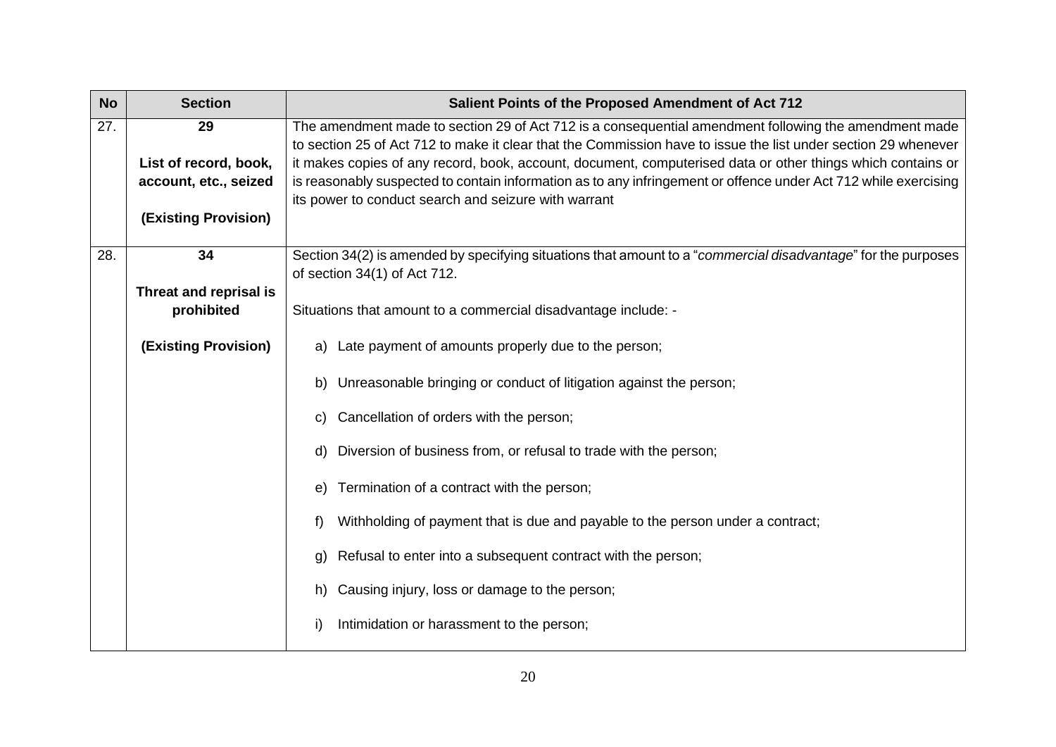| No | Section | Salient Points of the Proposed Amendment of Act 712 |
|---|---|---|
| 27. | **29**<br><br>**List of record, book, account, etc., seized**<br><br>**(Existing Provision)** | The amendment made to section 29 of Act 712 is a consequential amendment following the amendment made to section 25 of Act 712 to make it clear that the Commission have to issue the list under section 29 whenever it makes copies of any record, book, account, document, computerised data or other things which contains or is reasonably suspected to contain information as to any infringement or offence under Act 712 while exercising its power to conduct search and seizure with warrant |
| 28. | **34**<br><br>**Threat and reprisal is prohibited**<br><br>**(Existing Provision)** | Section 34(2) is amended by specifying situations that amount to a "*commercial disadvantage*" for the purposes of section 34(1) of Act 712.<br><br>Situations that amount to a commercial disadvantage include: -<br><br>a) Late payment of amounts properly due to the person;<br><br>b) Unreasonable bringing or conduct of litigation against the person;<br><br>c) Cancellation of orders with the person;<br><br>d) Diversion of business from, or refusal to trade with the person;<br><br>e) Termination of a contract with the person;<br><br>f) Withholding of payment that is due and payable to the person under a contract;<br><br>g) Refusal to enter into a subsequent contract with the person;<br><br>h) Causing injury, loss or damage to the person;<br><br>i) Intimidation or harassment to the person; |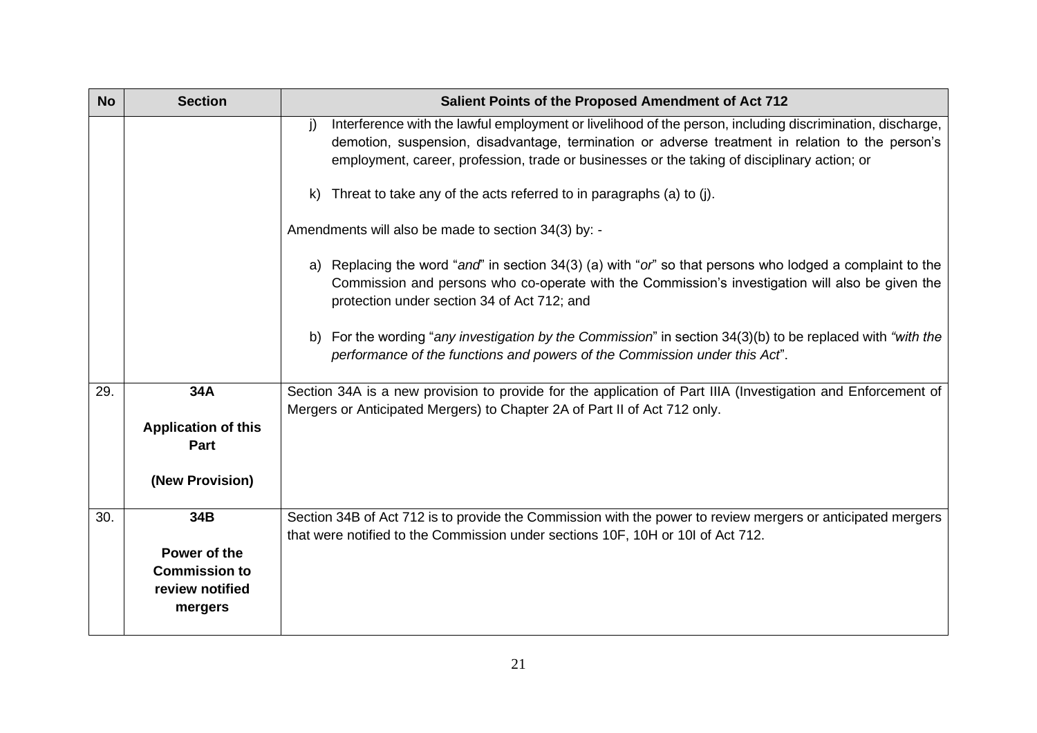| No | Section | Salient Points of the Proposed Amendment of Act 712 |
|---|---|---|
| | | j) Interference with the lawful employment or livelihood of the person, including discrimination, discharge, demotion, suspension, disadvantage, termination or adverse treatment in relation to the person's employment, career, profession, trade or businesses or the taking of disciplinary action; or<br><br>k) Threat to take any of the acts referred to in paragraphs (a) to (j).<br><br>Amendments will also be made to section 34(3) by: -<br><br>a) Replacing the word "*and*" in section 34(3) (a) with "*or*" so that persons who lodged a complaint to the Commission and persons who co-operate with the Commission's investigation will also be given the protection under section 34 of Act 712; and<br><br>b) For the wording "*any investigation by the Commission*" in section 34(3)(b) to be replaced with *"with the performance of the functions and powers of the Commission under this Act*". |
| 29. | **34A**<br><br>**Application of this Part**<br><br>**(New Provision)** | Section 34A is a new provision to provide for the application of Part IIIA (Investigation and Enforcement of Mergers or Anticipated Mergers) to Chapter 2A of Part II of Act 712 only. |
| 30. | **34B**<br><br>**Power of the Commission to review notified mergers** | Section 34B of Act 712 is to provide the Commission with the power to review mergers or anticipated mergers that were notified to the Commission under sections 10F, 10H or 10I of Act 712. |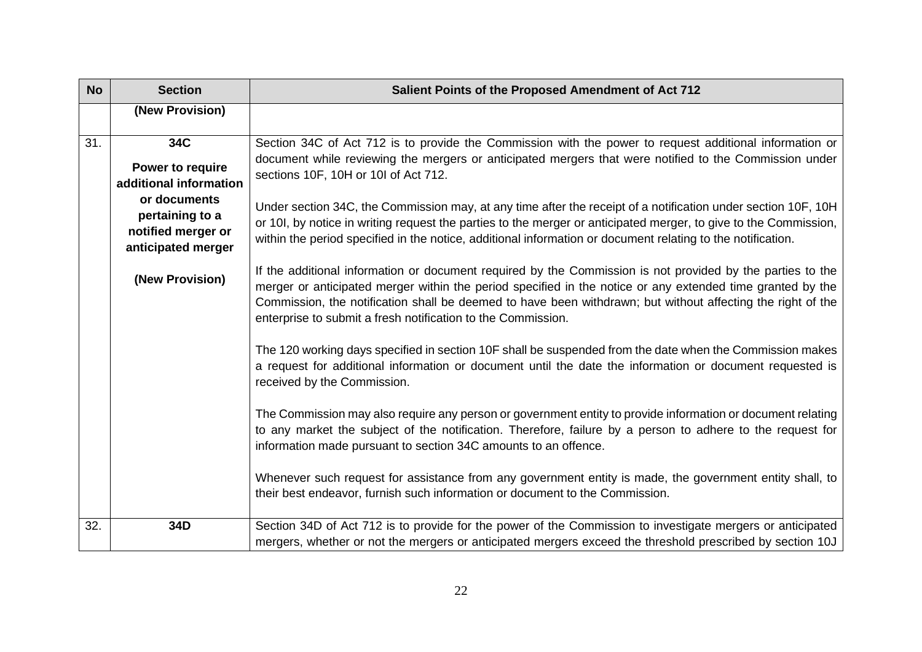| No | Section | Salient Points of the Proposed Amendment of Act 712 |
|---|---|---|
| | **(New Provision)** | |
| 31. | **34C**<br><br>**Power to require additional information or documents pertaining to a notified merger or anticipated merger**<br><br>**(New Provision)** | Section 34C of Act 712 is to provide the Commission with the power to request additional information or document while reviewing the mergers or anticipated mergers that were notified to the Commission under sections 10F, 10H or 10I of Act 712.<br><br>Under section 34C, the Commission may, at any time after the receipt of a notification under section 10F, 10H or 10I, by notice in writing request the parties to the merger or anticipated merger, to give to the Commission, within the period specified in the notice, additional information or document relating to the notification.<br><br>If the additional information or document required by the Commission is not provided by the parties to the merger or anticipated merger within the period specified in the notice or any extended time granted by the Commission, the notification shall be deemed to have been withdrawn; but without affecting the right of the enterprise to submit a fresh notification to the Commission.<br><br>The 120 working days specified in section 10F shall be suspended from the date when the Commission makes a request for additional information or document until the date the information or document requested is received by the Commission.<br><br>The Commission may also require any person or government entity to provide information or document relating to any market the subject of the notification. Therefore, failure by a person to adhere to the request for information made pursuant to section 34C amounts to an offence.<br><br>Whenever such request for assistance from any government entity is made, the government entity shall, to their best endeavor, furnish such information or document to the Commission. |
| 32. | **34D** | Section 34D of Act 712 is to provide for the power of the Commission to investigate mergers or anticipated mergers, whether or not the mergers or anticipated mergers exceed the threshold prescribed by section 10J |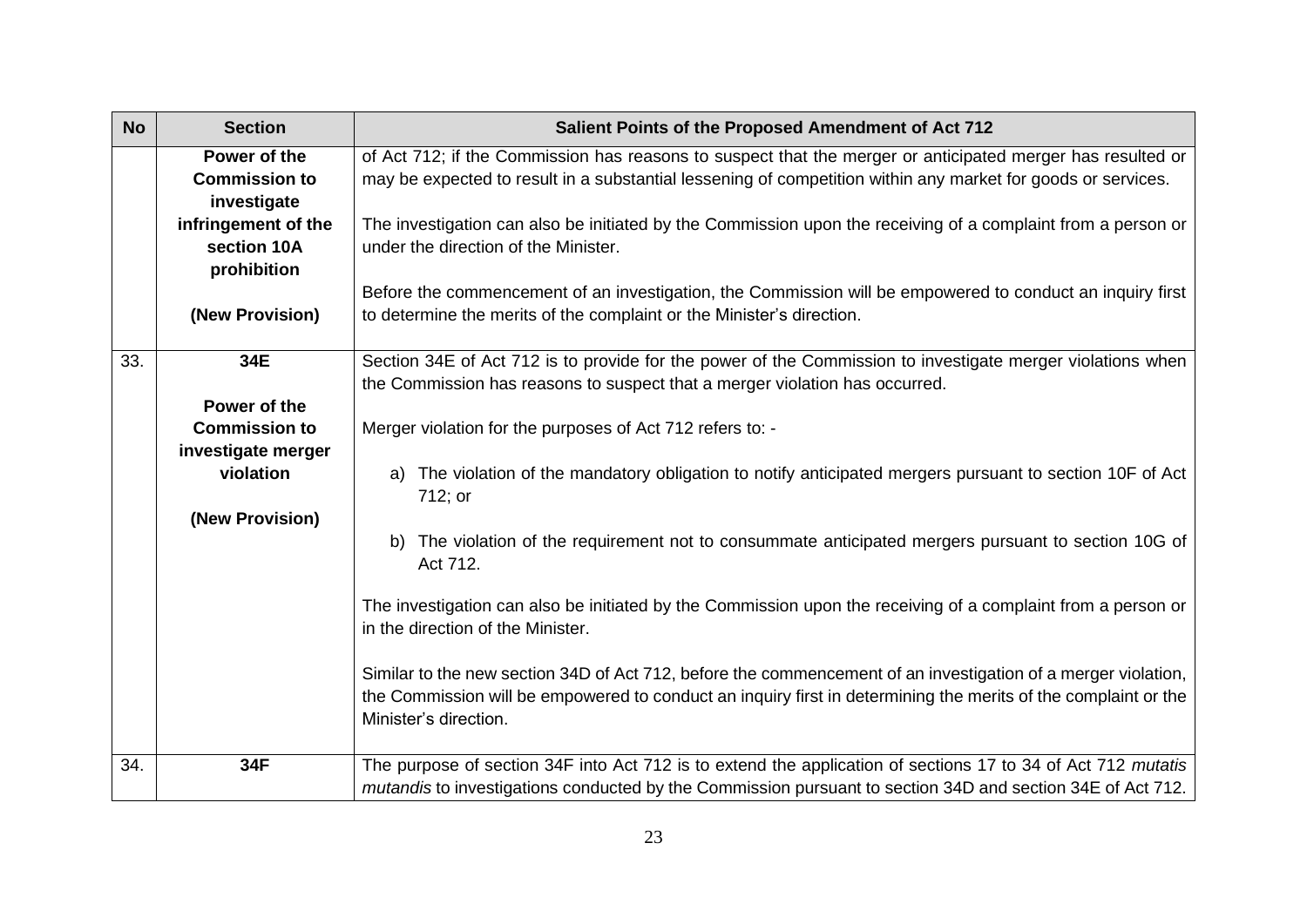| No | Section | Salient Points of the Proposed Amendment of Act 712 |
|---|---|---|
| | **Power of the Commission to investigate infringement of the section 10A prohibition**<br><br>**(New Provision)** | of Act 712; if the Commission has reasons to suspect that the merger or anticipated merger has resulted or may be expected to result in a substantial lessening of competition within any market for goods or services.<br><br>The investigation can also be initiated by the Commission upon the receiving of a complaint from a person or under the direction of the Minister.<br><br>Before the commencement of an investigation, the Commission will be empowered to conduct an inquiry first to determine the merits of the complaint or the Minister's direction. |
| 33. | **34E**<br><br>**Power of the Commission to investigate merger violation**<br><br>**(New Provision)** | Section 34E of Act 712 is to provide for the power of the Commission to investigate merger violations when the Commission has reasons to suspect that a merger violation has occurred.<br><br>Merger violation for the purposes of Act 712 refers to: -<br><br>a) The violation of the mandatory obligation to notify anticipated mergers pursuant to section 10F of Act 712; or<br><br>b) The violation of the requirement not to consummate anticipated mergers pursuant to section 10G of Act 712.<br><br>The investigation can also be initiated by the Commission upon the receiving of a complaint from a person or in the direction of the Minister.<br><br>Similar to the new section 34D of Act 712, before the commencement of an investigation of a merger violation, the Commission will be empowered to conduct an inquiry first in determining the merits of the complaint or the Minister's direction. |
| 34. | **34F** | The purpose of section 34F into Act 712 is to extend the application of sections 17 to 34 of Act 712 *mutatis mutandis* to investigations conducted by the Commission pursuant to section 34D and section 34E of Act 712. |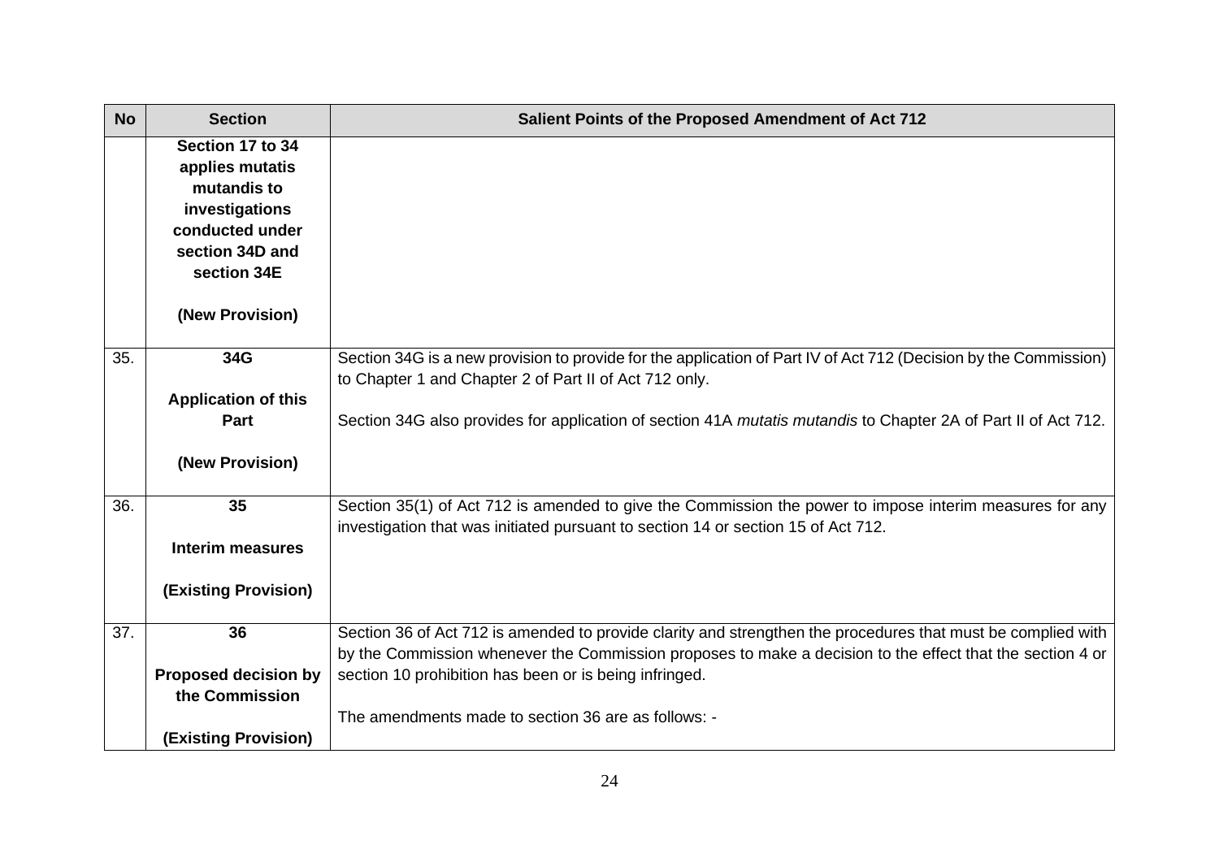| No | Section | Salient Points of the Proposed Amendment of Act 712 |
|---|---|---|
| | **Section 17 to 34 applies mutatis mutandis to investigations conducted under section 34D and section 34E**<br><br>**(New Provision)** | |
| 35. | **34G**<br><br>**Application of this Part**<br><br>**(New Provision)** | Section 34G is a new provision to provide for the application of Part IV of Act 712 (Decision by the Commission) to Chapter 1 and Chapter 2 of Part II of Act 712 only.<br><br>Section 34G also provides for application of section 41A *mutatis mutandis* to Chapter 2A of Part II of Act 712. |
| 36. | **35**<br><br>**Interim measures**<br><br>**(Existing Provision)** | Section 35(1) of Act 712 is amended to give the Commission the power to impose interim measures for any investigation that was initiated pursuant to section 14 or section 15 of Act 712. |
| 37. | **36**<br><br>**Proposed decision by the Commission**<br><br>**(Existing Provision)** | Section 36 of Act 712 is amended to provide clarity and strengthen the procedures that must be complied with by the Commission whenever the Commission proposes to make a decision to the effect that the section 4 or section 10 prohibition has been or is being infringed.<br><br>The amendments made to section 36 are as follows: - |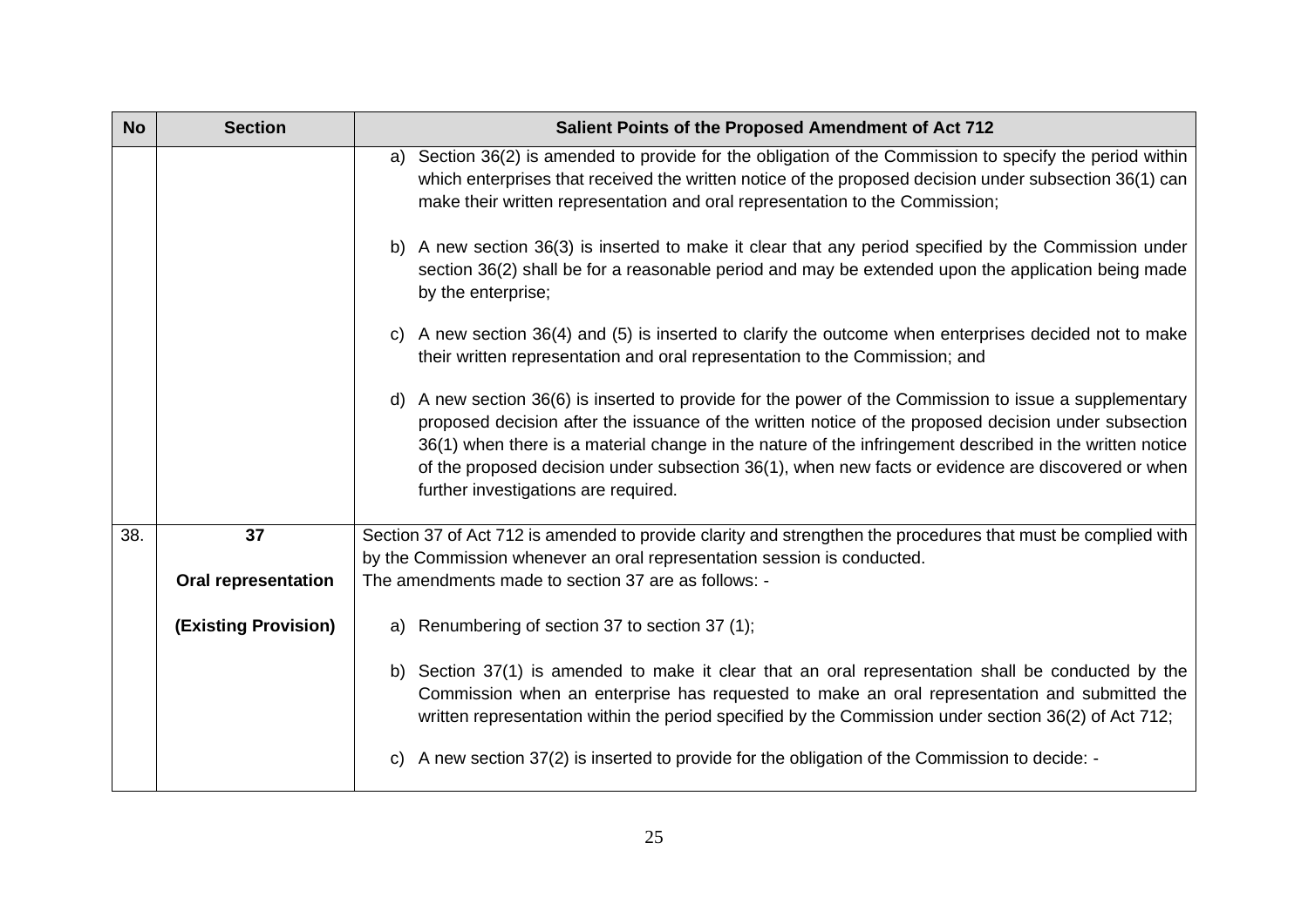| No | Section | Salient Points of the Proposed Amendment of Act 712 |
|---|---|---|
| | | a) Section 36(2) is amended to provide for the obligation of the Commission to specify the period within which enterprises that received the written notice of the proposed decision under subsection 36(1) can make their written representation and oral representation to the Commission;<br><br>b) A new section 36(3) is inserted to make it clear that any period specified by the Commission under section 36(2) shall be for a reasonable period and may be extended upon the application being made by the enterprise;<br><br>c) A new section 36(4) and (5) is inserted to clarify the outcome when enterprises decided not to make their written representation and oral representation to the Commission; and<br><br>d) A new section 36(6) is inserted to provide for the power of the Commission to issue a supplementary proposed decision after the issuance of the written notice of the proposed decision under subsection 36(1) when there is a material change in the nature of the infringement described in the written notice of the proposed decision under subsection 36(1), when new facts or evidence are discovered or when further investigations are required. |
| 38. | **37**<br><br>**Oral representation**<br><br>**(Existing Provision)** | Section 37 of Act 712 is amended to provide clarity and strengthen the procedures that must be complied with by the Commission whenever an oral representation session is conducted.<br>The amendments made to section 37 are as follows: -<br><br>a) Renumbering of section 37 to section 37 (1);<br><br>b) Section 37(1) is amended to make it clear that an oral representation shall be conducted by the Commission when an enterprise has requested to make an oral representation and submitted the written representation within the period specified by the Commission under section 36(2) of Act 712;<br><br>c) A new section 37(2) is inserted to provide for the obligation of the Commission to decide: - |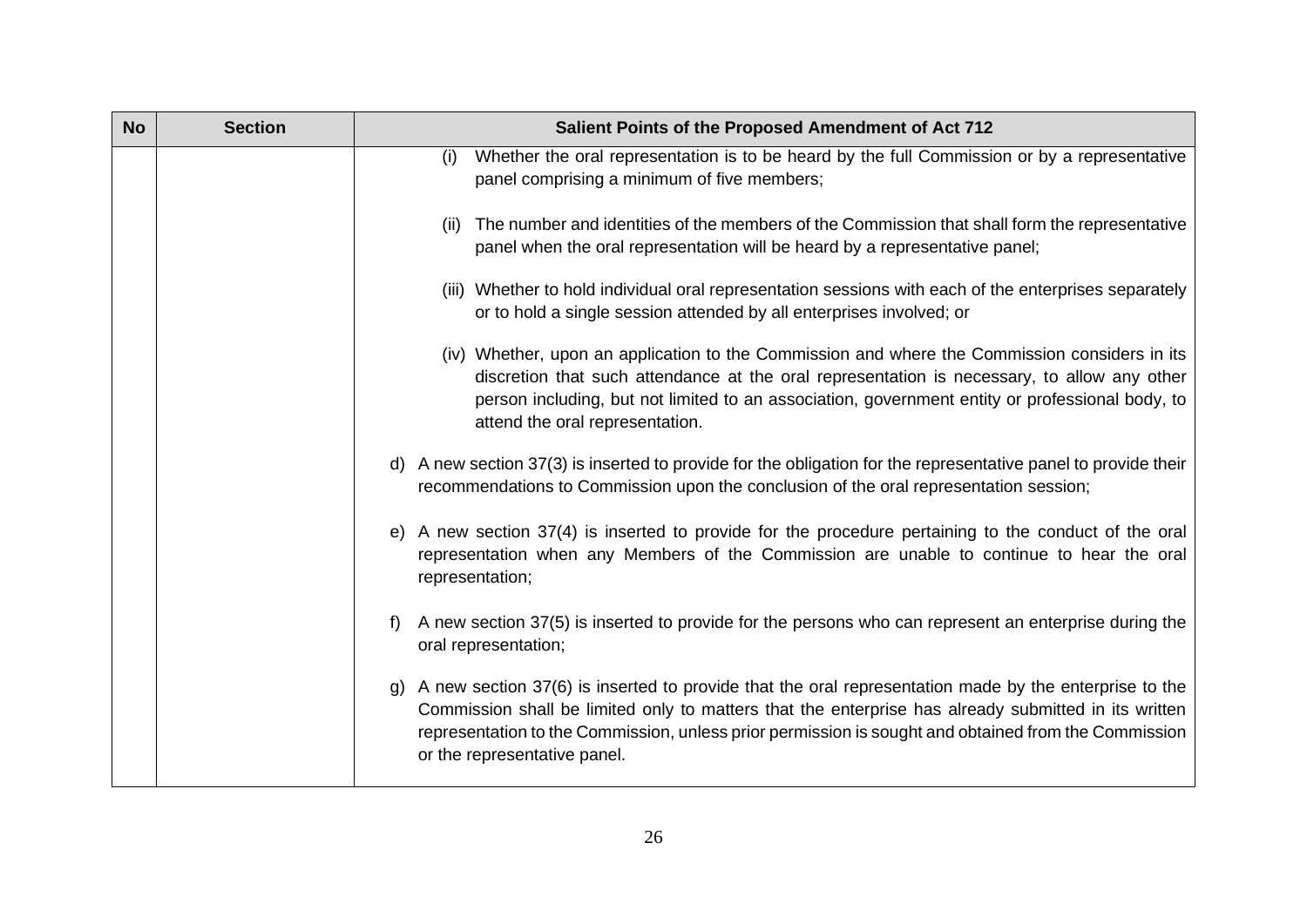| No | Section | Salient Points of the Proposed Amendment of Act 712 |
|---|---|---|
| | | (i) Whether the oral representation is to be heard by the full Commission or by a representative panel comprising a minimum of five members;<br><br>(ii) The number and identities of the members of the Commission that shall form the representative panel when the oral representation will be heard by a representative panel;<br><br>(iii) Whether to hold individual oral representation sessions with each of the enterprises separately or to hold a single session attended by all enterprises involved; or<br><br>(iv) Whether, upon an application to the Commission and where the Commission considers in its discretion that such attendance at the oral representation is necessary, to allow any other person including, but not limited to an association, government entity or professional body, to attend the oral representation.<br><br>d) A new section 37(3) is inserted to provide for the obligation for the representative panel to provide their recommendations to Commission upon the conclusion of the oral representation session;<br><br>e) A new section 37(4) is inserted to provide for the procedure pertaining to the conduct of the oral representation when any Members of the Commission are unable to continue to hear the oral representation;<br><br>f) A new section 37(5) is inserted to provide for the persons who can represent an enterprise during the oral representation;<br><br>g) A new section 37(6) is inserted to provide that the oral representation made by the enterprise to the Commission shall be limited only to matters that the enterprise has already submitted in its written representation to the Commission, unless prior permission is sought and obtained from the Commission or the representative panel. |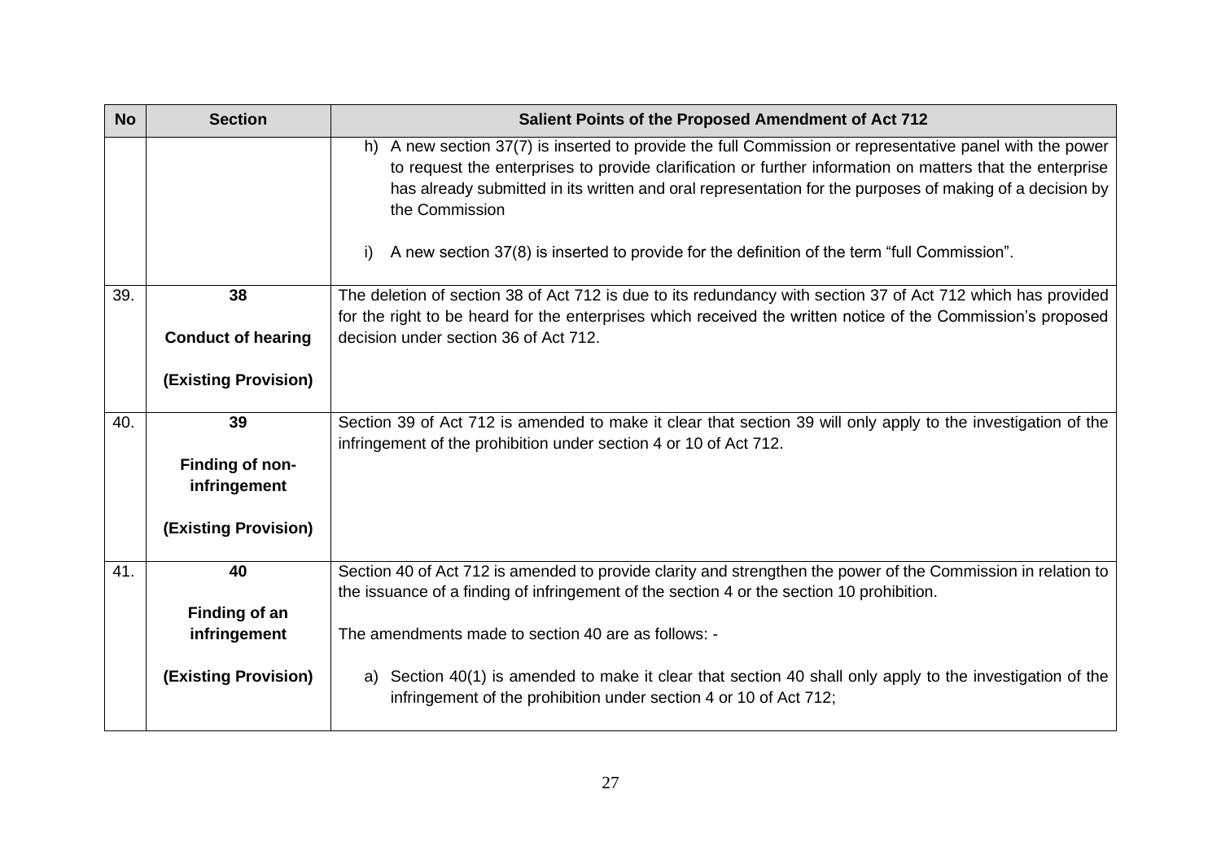| No | Section | Salient Points of the Proposed Amendment of Act 712 |
|---|---|---|
| | | h) A new section 37(7) is inserted to provide the full Commission or representative panel with the power to request the enterprises to provide clarification or further information on matters that the enterprise has already submitted in its written and oral representation for the purposes of making of a decision by the Commission<br><br>i) A new section 37(8) is inserted to provide for the definition of the term "full Commission". |
| 39. | **38**<br><br>**Conduct of hearing**<br><br>**(Existing Provision)** | The deletion of section 38 of Act 712 is due to its redundancy with section 37 of Act 712 which has provided for the right to be heard for the enterprises which received the written notice of the Commission's proposed decision under section 36 of Act 712. |
| 40. | **39**<br><br>**Finding of non-infringement**<br><br>**(Existing Provision)** | Section 39 of Act 712 is amended to make it clear that section 39 will only apply to the investigation of the infringement of the prohibition under section 4 or 10 of Act 712. |
| 41. | **40**<br><br>**Finding of an infringement**<br><br>**(Existing Provision)** | Section 40 of Act 712 is amended to provide clarity and strengthen the power of the Commission in relation to the issuance of a finding of infringement of the section 4 or the section 10 prohibition.<br><br>The amendments made to section 40 are as follows: -<br><br>a) Section 40(1) is amended to make it clear that section 40 shall only apply to the investigation of the infringement of the prohibition under section 4 or 10 of Act 712; |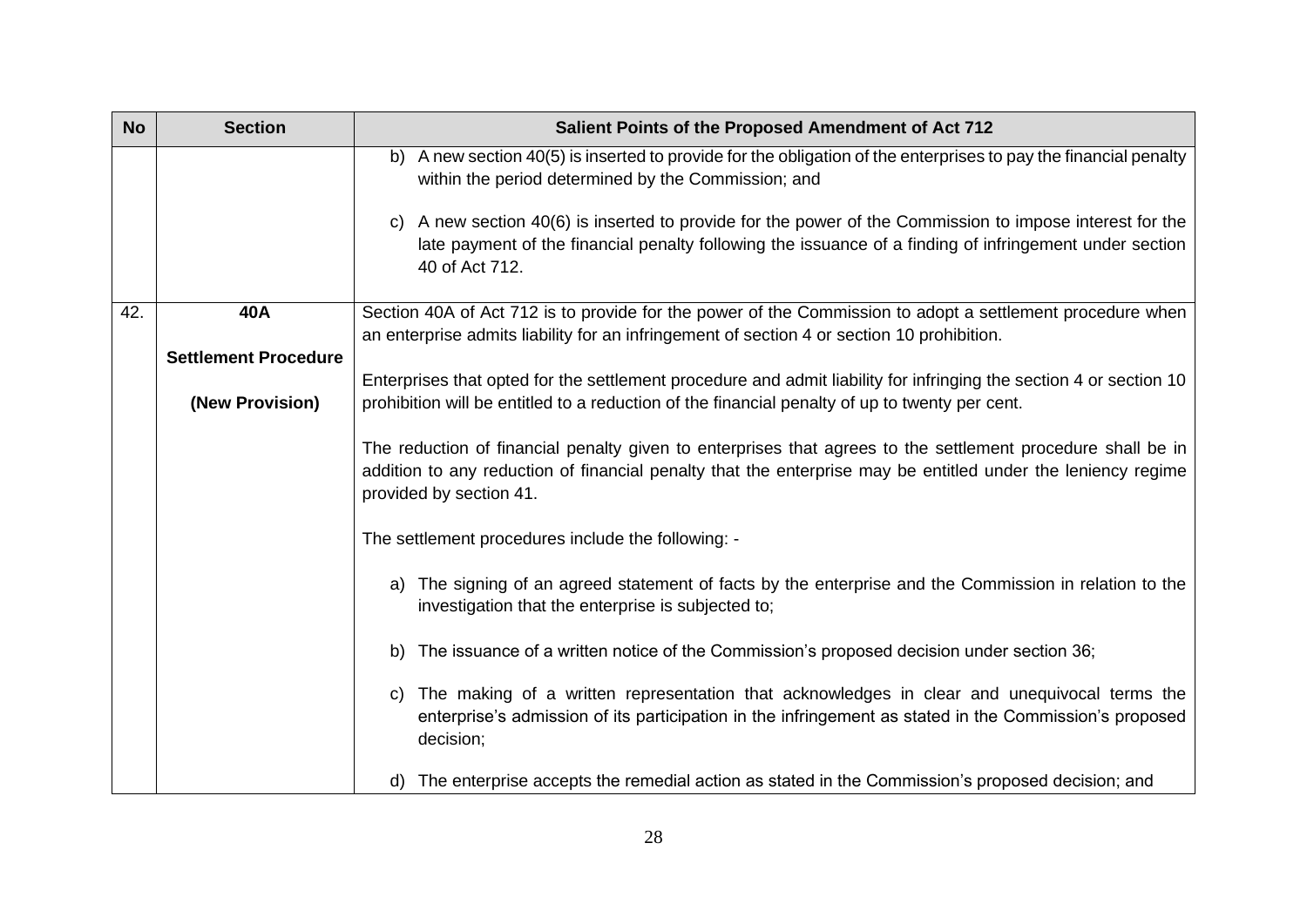| No | Section | Salient Points of the Proposed Amendment of Act 712 |
|---|---|---|
| | | b) A new section 40(5) is inserted to provide for the obligation of the enterprises to pay the financial penalty within the period determined by the Commission; and<br><br>c) A new section 40(6) is inserted to provide for the power of the Commission to impose interest for the late payment of the financial penalty following the issuance of a finding of infringement under section 40 of Act 712. |
| 42. | **40A**<br><br>**Settlement Procedure**<br><br>**(New Provision)** | Section 40A of Act 712 is to provide for the power of the Commission to adopt a settlement procedure when an enterprise admits liability for an infringement of section 4 or section 10 prohibition.<br><br>Enterprises that opted for the settlement procedure and admit liability for infringing the section 4 or section 10 prohibition will be entitled to a reduction of the financial penalty of up to twenty per cent.<br><br>The reduction of financial penalty given to enterprises that agrees to the settlement procedure shall be in addition to any reduction of financial penalty that the enterprise may be entitled under the leniency regime provided by section 41.<br><br>The settlement procedures include the following: -<br><br>a) The signing of an agreed statement of facts by the enterprise and the Commission in relation to the investigation that the enterprise is subjected to;<br><br>b) The issuance of a written notice of the Commission's proposed decision under section 36;<br><br>c) The making of a written representation that acknowledges in clear and unequivocal terms the enterprise's admission of its participation in the infringement as stated in the Commission's proposed decision;<br><br>d) The enterprise accepts the remedial action as stated in the Commission's proposed decision; and |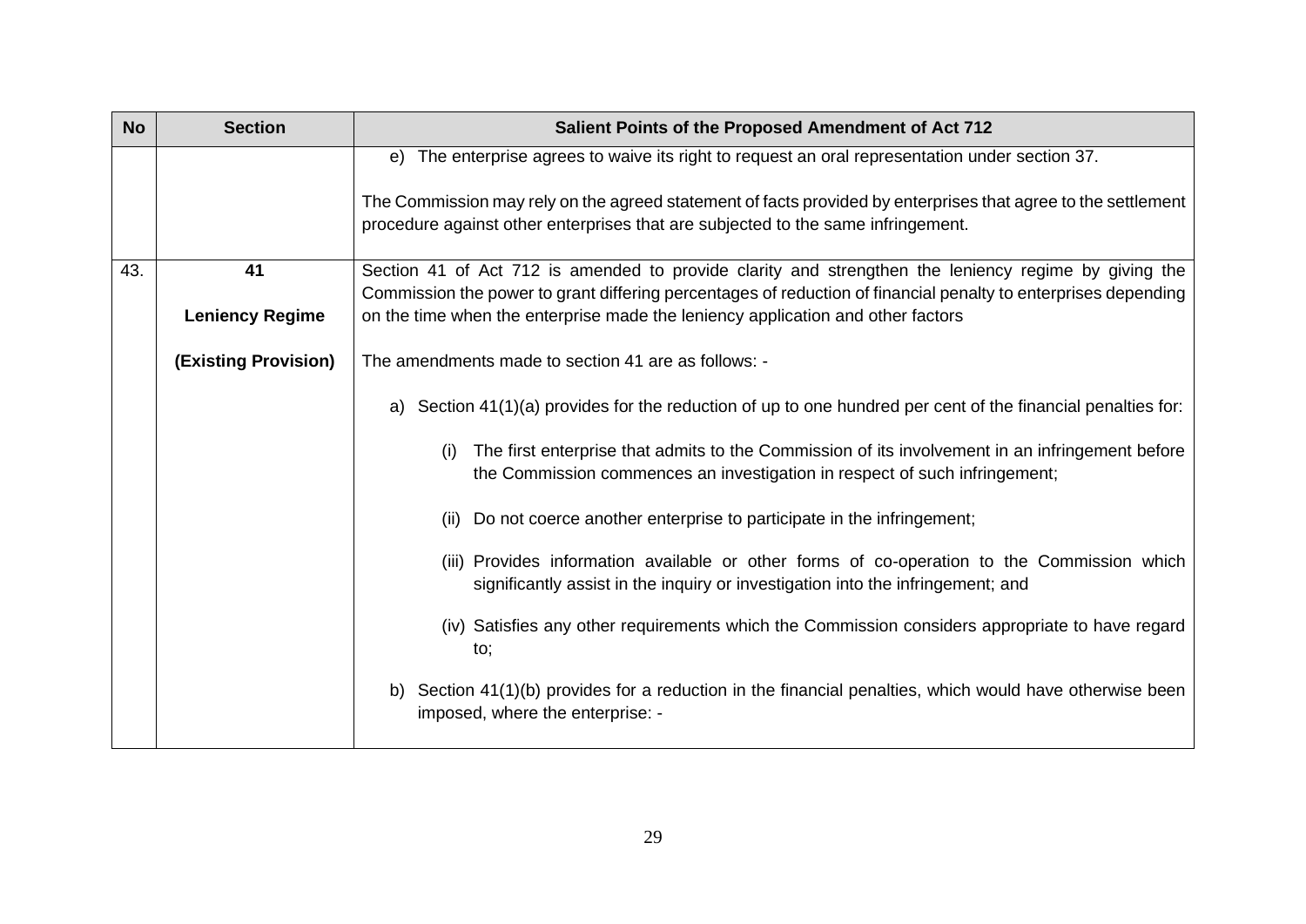| No | Section | Salient Points of the Proposed Amendment of Act 712 |
|---|---|---|
| | | e) The enterprise agrees to waive its right to request an oral representation under section 37.<br><br>The Commission may rely on the agreed statement of facts provided by enterprises that agree to the settlement procedure against other enterprises that are subjected to the same infringement. |
| 43. | **41**<br><br>**Leniency Regime**<br><br>**(Existing Provision)** | Section 41 of Act 712 is amended to provide clarity and strengthen the leniency regime by giving the Commission the power to grant differing percentages of reduction of financial penalty to enterprises depending on the time when the enterprise made the leniency application and other factors<br><br>The amendments made to section 41 are as follows: -<br><br>a) Section 41(1)(a) provides for the reduction of up to one hundred per cent of the financial penalties for:<br><br>(i) The first enterprise that admits to the Commission of its involvement in an infringement before the Commission commences an investigation in respect of such infringement;<br><br>(ii) Do not coerce another enterprise to participate in the infringement;<br><br>(iii) Provides information available or other forms of co-operation to the Commission which significantly assist in the inquiry or investigation into the infringement; and<br><br>(iv) Satisfies any other requirements which the Commission considers appropriate to have regard to;<br><br>b) Section 41(1)(b) provides for a reduction in the financial penalties, which would have otherwise been imposed, where the enterprise: - |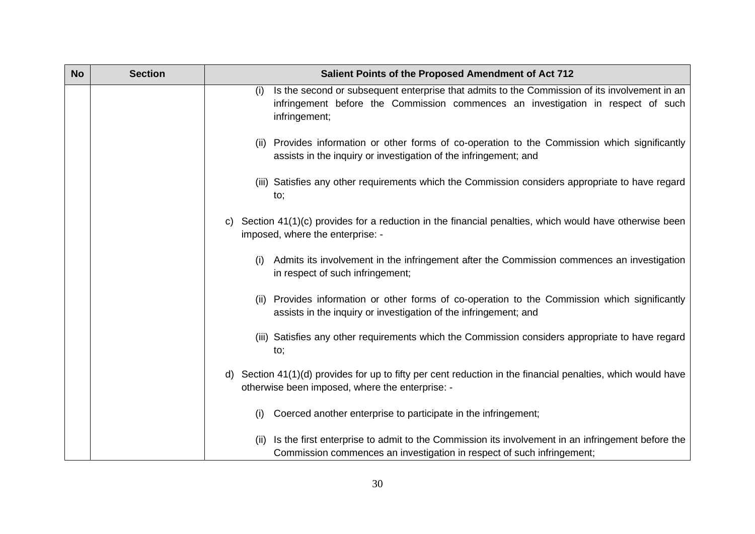| No | Section | Salient Points of the Proposed Amendment of Act 712 |
|---|---|---|
| | | (i) Is the second or subsequent enterprise that admits to the Commission of its involvement in an infringement before the Commission commences an investigation in respect of such infringement;<br><br>(ii) Provides information or other forms of co-operation to the Commission which significantly assists in the inquiry or investigation of the infringement; and<br><br>(iii) Satisfies any other requirements which the Commission considers appropriate to have regard to;<br><br>c) Section 41(1)(c) provides for a reduction in the financial penalties, which would have otherwise been imposed, where the enterprise: -<br><br>(i) Admits its involvement in the infringement after the Commission commences an investigation in respect of such infringement;<br><br>(ii) Provides information or other forms of co-operation to the Commission which significantly assists in the inquiry or investigation of the infringement; and<br><br>(iii) Satisfies any other requirements which the Commission considers appropriate to have regard to;<br><br>d) Section 41(1)(d) provides for up to fifty per cent reduction in the financial penalties, which would have otherwise been imposed, where the enterprise: -<br><br>(i) Coerced another enterprise to participate in the infringement;<br><br>(ii) Is the first enterprise to admit to the Commission its involvement in an infringement before the Commission commences an investigation in respect of such infringement; |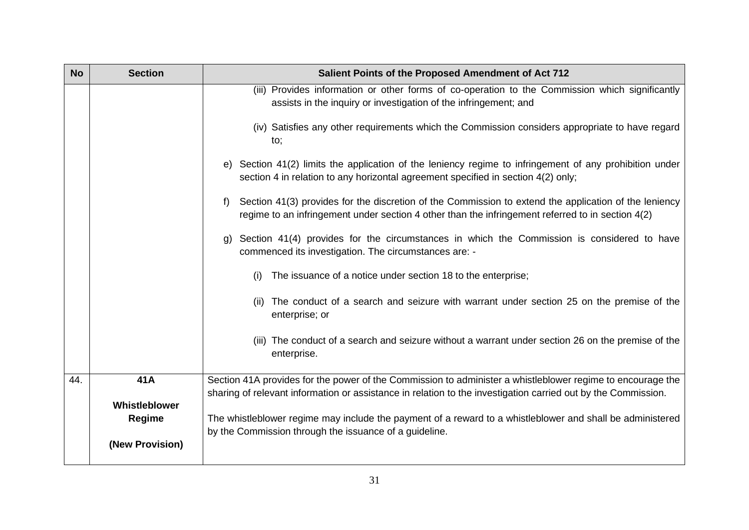| No | Section | Salient Points of the Proposed Amendment of Act 712 |
|---|---|---|
| | | (iii) Provides information or other forms of co-operation to the Commission which significantly assists in the inquiry or investigation of the infringement; and<br><br>(iv) Satisfies any other requirements which the Commission considers appropriate to have regard to;<br><br>e) Section 41(2) limits the application of the leniency regime to infringement of any prohibition under section 4 in relation to any horizontal agreement specified in section 4(2) only;<br><br>f) Section 41(3) provides for the discretion of the Commission to extend the application of the leniency regime to an infringement under section 4 other than the infringement referred to in section 4(2)<br><br>g) Section 41(4) provides for the circumstances in which the Commission is considered to have commenced its investigation. The circumstances are: -<br><br>(i) The issuance of a notice under section 18 to the enterprise;<br><br>(ii) The conduct of a search and seizure with warrant under section 25 on the premise of the enterprise; or<br><br>(iii) The conduct of a search and seizure without a warrant under section 26 on the premise of the enterprise. |
| 44. | **41A**<br><br>**Whistleblower Regime**<br><br>**(New Provision)** | Section 41A provides for the power of the Commission to administer a whistleblower regime to encourage the sharing of relevant information or assistance in relation to the investigation carried out by the Commission.<br><br>The whistleblower regime may include the payment of a reward to a whistleblower and shall be administered by the Commission through the issuance of a guideline. |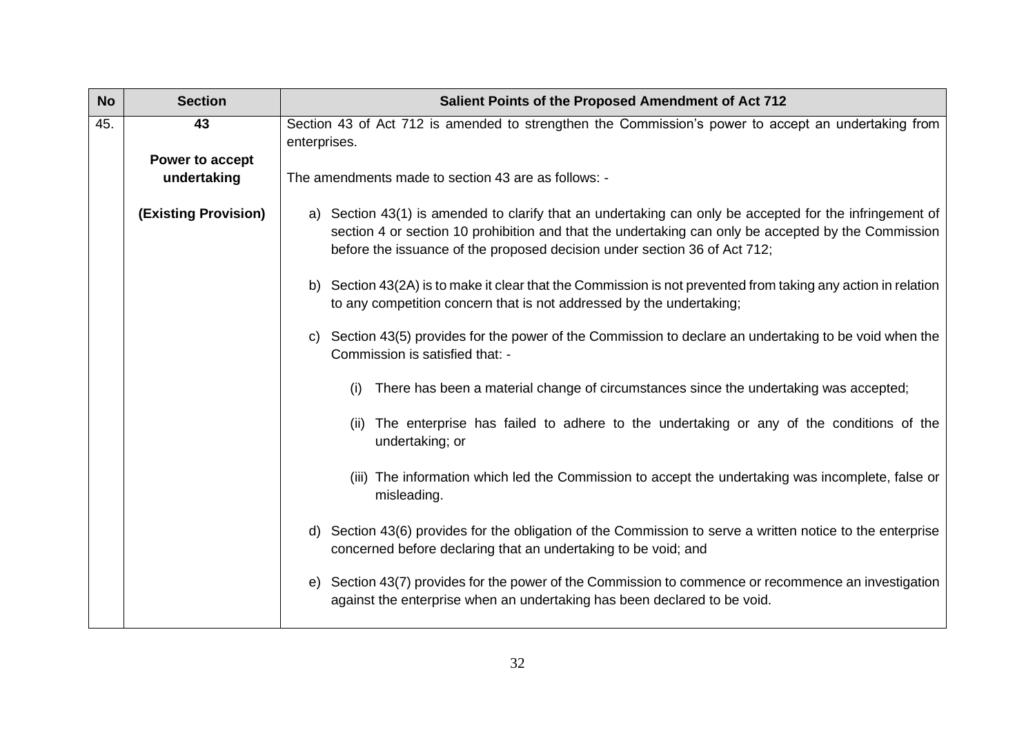| No | Section | Salient Points of the Proposed Amendment of Act 712 |
|---|---|---|
| 45. | **43**<br><br>**Power to accept undertaking**<br><br>**(Existing Provision)** | Section 43 of Act 712 is amended to strengthen the Commission's power to accept an undertaking from enterprises.<br><br>The amendments made to section 43 are as follows: -<br><br>a) Section 43(1) is amended to clarify that an undertaking can only be accepted for the infringement of section 4 or section 10 prohibition and that the undertaking can only be accepted by the Commission before the issuance of the proposed decision under section 36 of Act 712;<br><br>b) Section 43(2A) is to make it clear that the Commission is not prevented from taking any action in relation to any competition concern that is not addressed by the undertaking;<br><br>c) Section 43(5) provides for the power of the Commission to declare an undertaking to be void when the Commission is satisfied that: -<br><br>(i) There has been a material change of circumstances since the undertaking was accepted;<br><br>(ii) The enterprise has failed to adhere to the undertaking or any of the conditions of the undertaking; or<br><br>(iii) The information which led the Commission to accept the undertaking was incomplete, false or misleading.<br><br>d) Section 43(6) provides for the obligation of the Commission to serve a written notice to the enterprise concerned before declaring that an undertaking to be void; and<br><br>e) Section 43(7) provides for the power of the Commission to commence or recommence an investigation against the enterprise when an undertaking has been declared to be void. |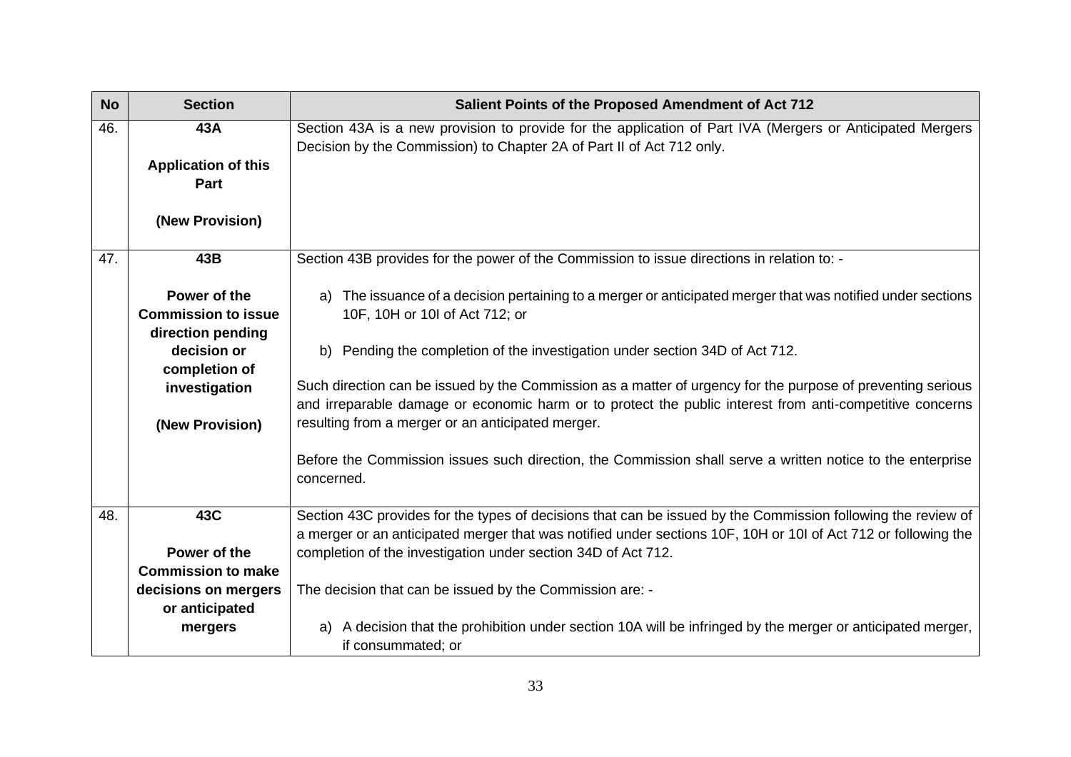| No | Section | Salient Points of the Proposed Amendment of Act 712 |
|---|---|---|
| 46. | **43A**<br><br>**Application of this Part**<br><br>**(New Provision)** | Section 43A is a new provision to provide for the application of Part IVA (Mergers or Anticipated Mergers Decision by the Commission) to Chapter 2A of Part II of Act 712 only. |
| 47. | **43B**<br><br>**Power of the Commission to issue direction pending decision or completion of investigation**<br><br>**(New Provision)** | Section 43B provides for the power of the Commission to issue directions in relation to: -<br><br>a) The issuance of a decision pertaining to a merger or anticipated merger that was notified under sections 10F, 10H or 10I of Act 712; or<br><br>b) Pending the completion of the investigation under section 34D of Act 712.<br><br>Such direction can be issued by the Commission as a matter of urgency for the purpose of preventing serious and irreparable damage or economic harm or to protect the public interest from anti-competitive concerns resulting from a merger or an anticipated merger.<br><br>Before the Commission issues such direction, the Commission shall serve a written notice to the enterprise concerned. |
| 48. | **43C**<br><br>**Power of the Commission to make decisions on mergers or anticipated mergers** | Section 43C provides for the types of decisions that can be issued by the Commission following the review of a merger or an anticipated merger that was notified under sections 10F, 10H or 10I of Act 712 or following the completion of the investigation under section 34D of Act 712.<br><br>The decision that can be issued by the Commission are: -<br><br>a) A decision that the prohibition under section 10A will be infringed by the merger or anticipated merger, if consummated; or |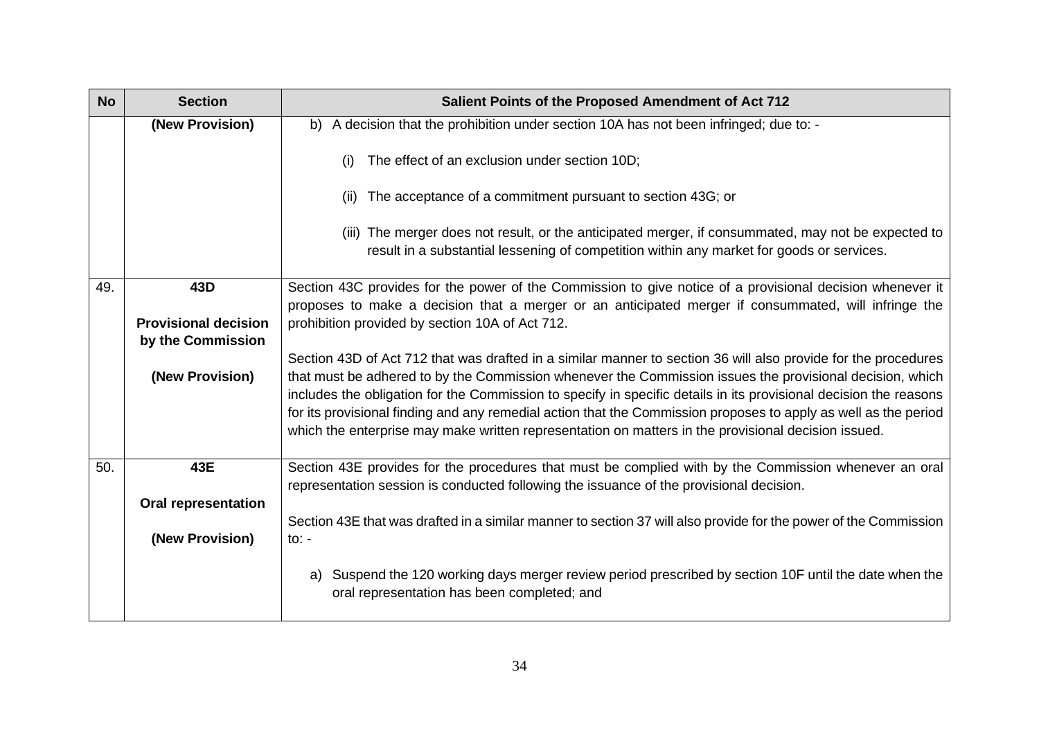| No | Section | Salient Points of the Proposed Amendment of Act 712 |
|---|---|---|
| | **(New Provision)** | b) A decision that the prohibition under section 10A has not been infringed; due to: -<br><br>(i) The effect of an exclusion under section 10D;<br><br>(ii) The acceptance of a commitment pursuant to section 43G; or<br><br>(iii) The merger does not result, or the anticipated merger, if consummated, may not be expected to result in a substantial lessening of competition within any market for goods or services. |
| 49. | **43D**<br><br>**Provisional decision by the Commission**<br><br>**(New Provision)** | Section 43C provides for the power of the Commission to give notice of a provisional decision whenever it proposes to make a decision that a merger or an anticipated merger if consummated, will infringe the prohibition provided by section 10A of Act 712.<br><br>Section 43D of Act 712 that was drafted in a similar manner to section 36 will also provide for the procedures that must be adhered to by the Commission whenever the Commission issues the provisional decision, which includes the obligation for the Commission to specify in specific details in its provisional decision the reasons for its provisional finding and any remedial action that the Commission proposes to apply as well as the period which the enterprise may make written representation on matters in the provisional decision issued. |
| 50. | **43E**<br><br>**Oral representation**<br><br>**(New Provision)** | Section 43E provides for the procedures that must be complied with by the Commission whenever an oral representation session is conducted following the issuance of the provisional decision.<br><br>Section 43E that was drafted in a similar manner to section 37 will also provide for the power of the Commission to: -<br><br>a) Suspend the 120 working days merger review period prescribed by section 10F until the date when the oral representation has been completed; and |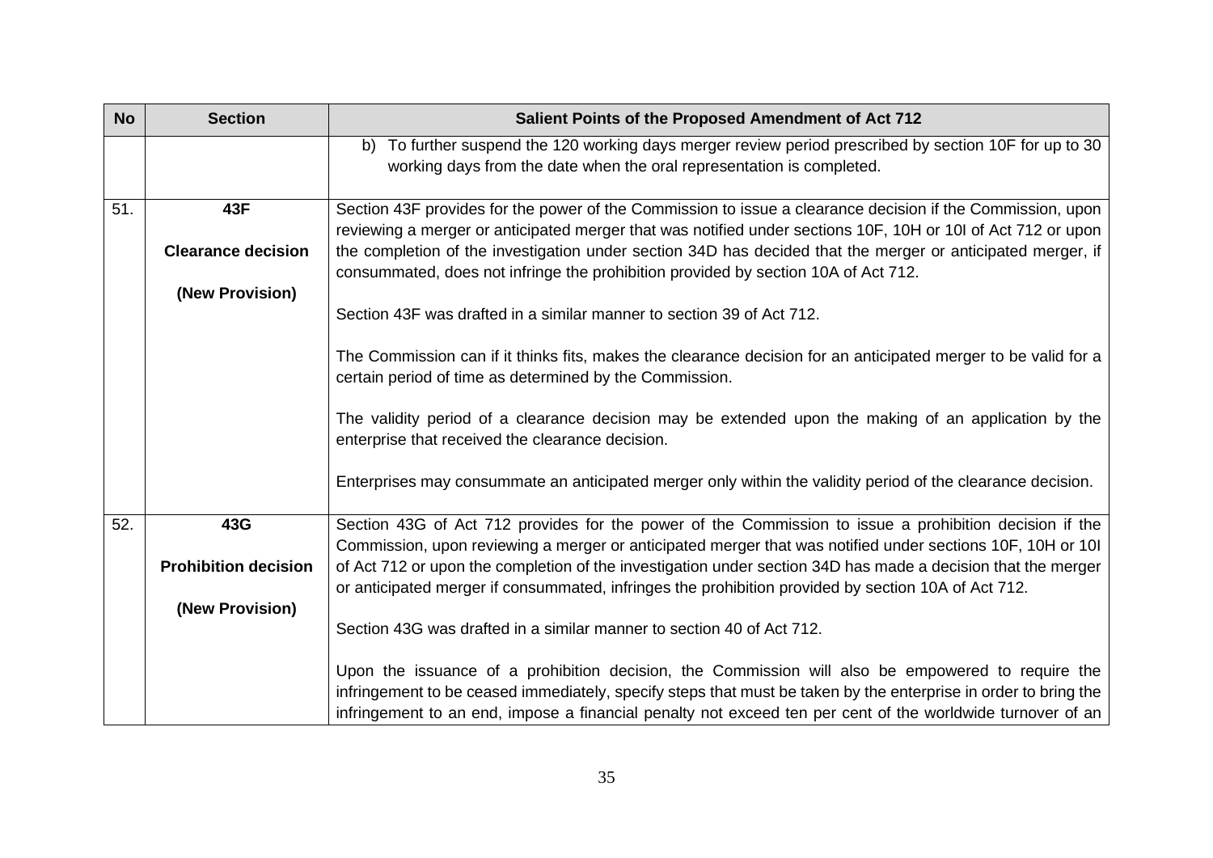| No | Section | Salient Points of the Proposed Amendment of Act 712 |
|---|---|---|
| | | b) To further suspend the 120 working days merger review period prescribed by section 10F for up to 30 working days from the date when the oral representation is completed. |
| 51. | **43F**<br><br>**Clearance decision**<br><br>**(New Provision)** | Section 43F provides for the power of the Commission to issue a clearance decision if the Commission, upon reviewing a merger or anticipated merger that was notified under sections 10F, 10H or 10I of Act 712 or upon the completion of the investigation under section 34D has decided that the merger or anticipated merger, if consummated, does not infringe the prohibition provided by section 10A of Act 712.<br><br>Section 43F was drafted in a similar manner to section 39 of Act 712.<br><br>The Commission can if it thinks fits, makes the clearance decision for an anticipated merger to be valid for a certain period of time as determined by the Commission.<br><br>The validity period of a clearance decision may be extended upon the making of an application by the enterprise that received the clearance decision.<br><br>Enterprises may consummate an anticipated merger only within the validity period of the clearance decision. |
| 52. | **43G**<br><br>**Prohibition decision**<br><br>**(New Provision)** | Section 43G of Act 712 provides for the power of the Commission to issue a prohibition decision if the Commission, upon reviewing a merger or anticipated merger that was notified under sections 10F, 10H or 10I of Act 712 or upon the completion of the investigation under section 34D has made a decision that the merger or anticipated merger if consummated, infringes the prohibition provided by section 10A of Act 712.<br><br>Section 43G was drafted in a similar manner to section 40 of Act 712.<br><br>Upon the issuance of a prohibition decision, the Commission will also be empowered to require the infringement to be ceased immediately, specify steps that must be taken by the enterprise in order to bring the infringement to an end, impose a financial penalty not exceed ten per cent of the worldwide turnover of an |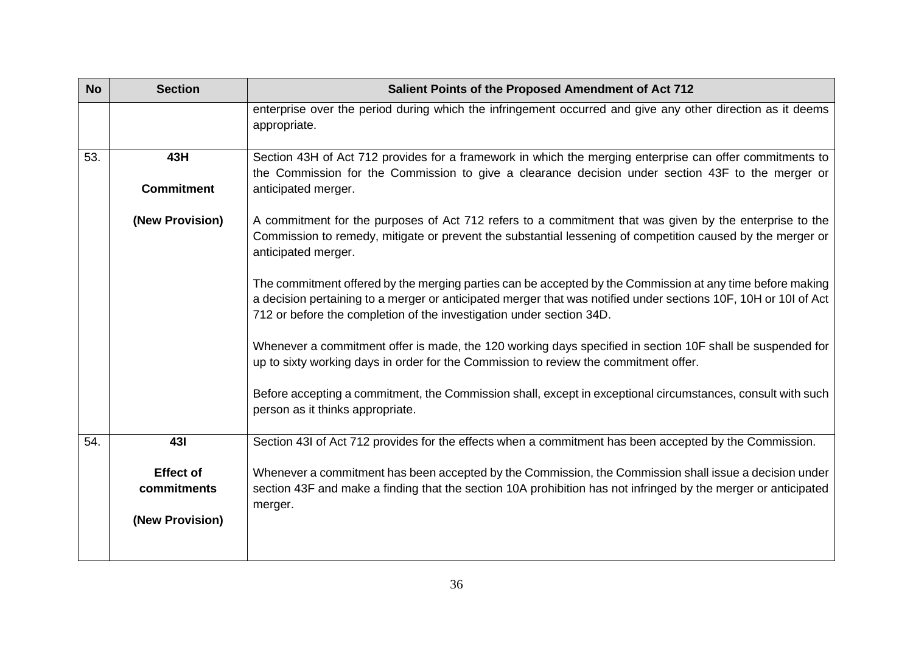| No | Section | Salient Points of the Proposed Amendment of Act 712 |
|---|---|---|
| | | enterprise over the period during which the infringement occurred and give any other direction as it deems appropriate. |
| 53. | **43H**<br><br>**Commitment**<br><br>**(New Provision)** | Section 43H of Act 712 provides for a framework in which the merging enterprise can offer commitments to the Commission for the Commission to give a clearance decision under section 43F to the merger or anticipated merger.<br><br>A commitment for the purposes of Act 712 refers to a commitment that was given by the enterprise to the Commission to remedy, mitigate or prevent the substantial lessening of competition caused by the merger or anticipated merger.<br><br>The commitment offered by the merging parties can be accepted by the Commission at any time before making a decision pertaining to a merger or anticipated merger that was notified under sections 10F, 10H or 10I of Act 712 or before the completion of the investigation under section 34D.<br><br>Whenever a commitment offer is made, the 120 working days specified in section 10F shall be suspended for up to sixty working days in order for the Commission to review the commitment offer.<br><br>Before accepting a commitment, the Commission shall, except in exceptional circumstances, consult with such person as it thinks appropriate. |
| 54. | **43I**<br><br>**Effect of commitments**<br><br>**(New Provision)** | Section 43I of Act 712 provides for the effects when a commitment has been accepted by the Commission.<br><br>Whenever a commitment has been accepted by the Commission, the Commission shall issue a decision under section 43F and make a finding that the section 10A prohibition has not infringed by the merger or anticipated merger. |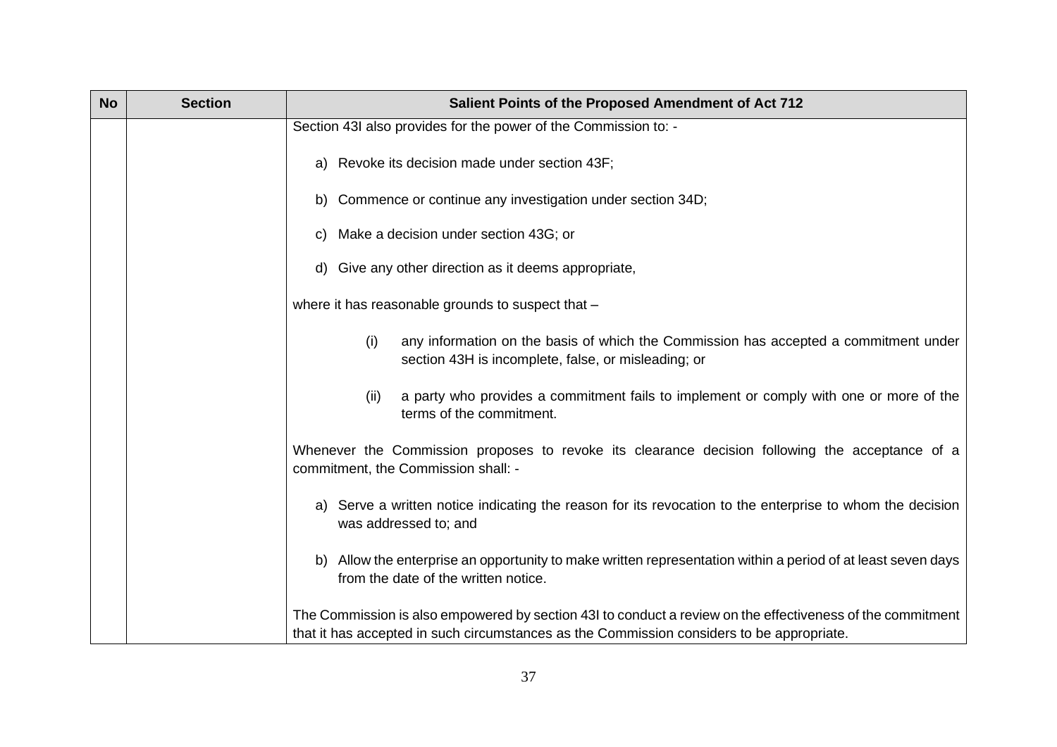| No | Section | Salient Points of the Proposed Amendment of Act 712 |
|---|---|---|
| | | Section 43I also provides for the power of the Commission to: -<br><br>a) Revoke its decision made under section 43F;<br><br>b) Commence or continue any investigation under section 34D;<br><br>c) Make a decision under section 43G; or<br><br>d) Give any other direction as it deems appropriate,<br><br>where it has reasonable grounds to suspect that –<br><br>(i) any information on the basis of which the Commission has accepted a commitment under section 43H is incomplete, false, or misleading; or<br><br>(ii) a party who provides a commitment fails to implement or comply with one or more of the terms of the commitment.<br><br>Whenever the Commission proposes to revoke its clearance decision following the acceptance of a commitment, the Commission shall: -<br><br>a) Serve a written notice indicating the reason for its revocation to the enterprise to whom the decision was addressed to; and<br><br>b) Allow the enterprise an opportunity to make written representation within a period of at least seven days from the date of the written notice.<br><br>The Commission is also empowered by section 43I to conduct a review on the effectiveness of the commitment that it has accepted in such circumstances as the Commission considers to be appropriate. |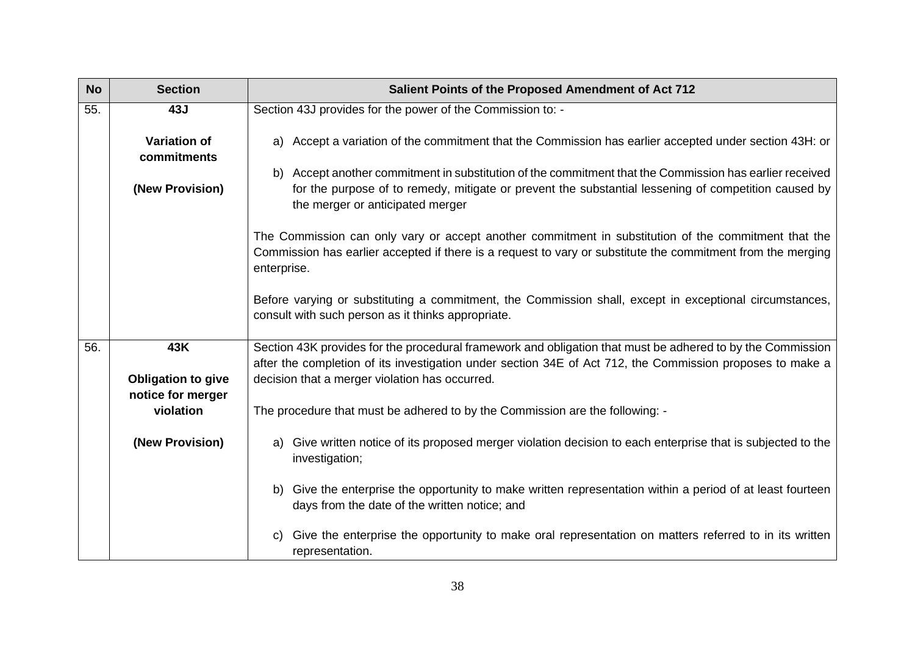| No | Section | Salient Points of the Proposed Amendment of Act 712 |
|---|---|---|
| 55. | **43J**<br><br>**Variation of commitments**<br><br>**(New Provision)** | Section 43J provides for the power of the Commission to: -<br><br>a) Accept a variation of the commitment that the Commission has earlier accepted under section 43H: or<br><br>b) Accept another commitment in substitution of the commitment that the Commission has earlier received for the purpose of to remedy, mitigate or prevent the substantial lessening of competition caused by the merger or anticipated merger<br><br>The Commission can only vary or accept another commitment in substitution of the commitment that the Commission has earlier accepted if there is a request to vary or substitute the commitment from the merging enterprise.<br><br>Before varying or substituting a commitment, the Commission shall, except in exceptional circumstances, consult with such person as it thinks appropriate. |
| 56. | **43K**<br><br>**Obligation to give notice for merger violation**<br><br>**(New Provision)** | Section 43K provides for the procedural framework and obligation that must be adhered to by the Commission after the completion of its investigation under section 34E of Act 712, the Commission proposes to make a decision that a merger violation has occurred.<br><br>The procedure that must be adhered to by the Commission are the following: -<br><br>a) Give written notice of its proposed merger violation decision to each enterprise that is subjected to the investigation;<br><br>b) Give the enterprise the opportunity to make written representation within a period of at least fourteen days from the date of the written notice; and<br><br>c) Give the enterprise the opportunity to make oral representation on matters referred to in its written representation. |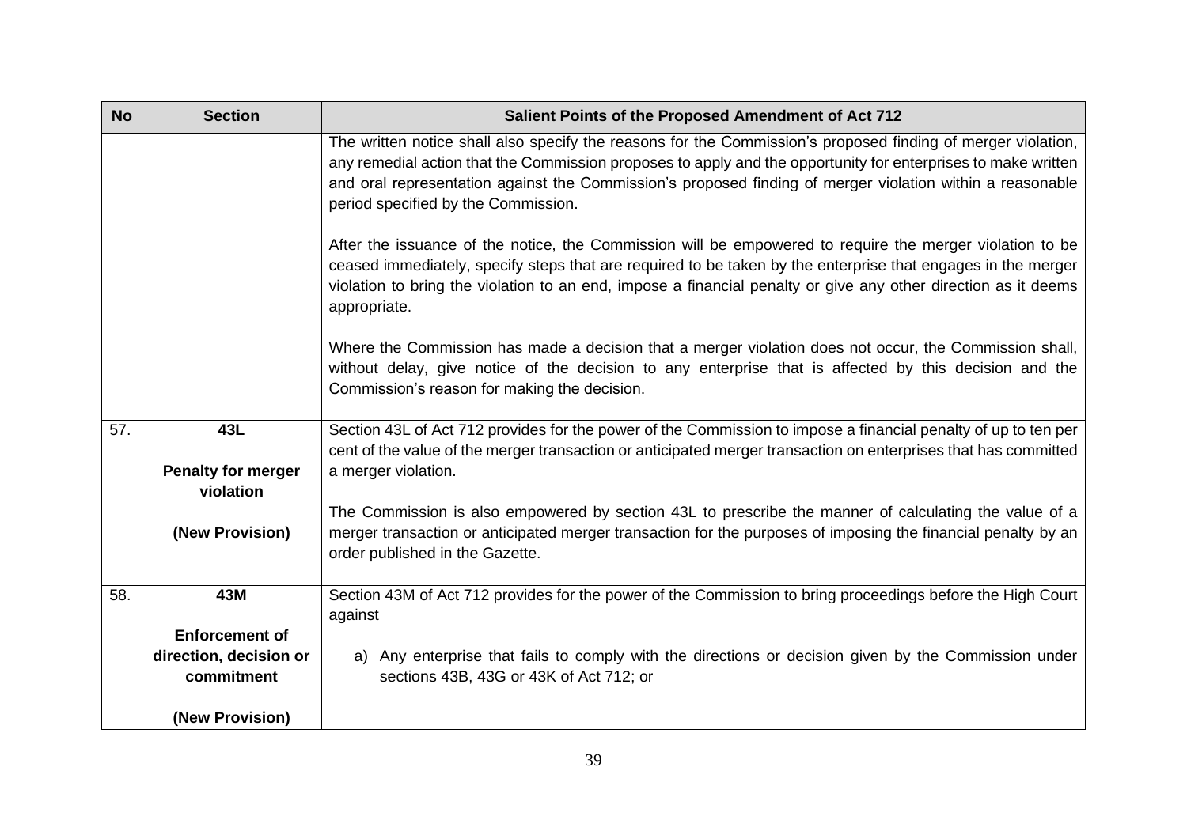| No | Section | Salient Points of the Proposed Amendment of Act 712 |
|---|---|---|
| | | The written notice shall also specify the reasons for the Commission's proposed finding of merger violation, any remedial action that the Commission proposes to apply and the opportunity for enterprises to make written and oral representation against the Commission's proposed finding of merger violation within a reasonable period specified by the Commission.<br><br>After the issuance of the notice, the Commission will be empowered to require the merger violation to be ceased immediately, specify steps that are required to be taken by the enterprise that engages in the merger violation to bring the violation to an end, impose a financial penalty or give any other direction as it deems appropriate.<br><br>Where the Commission has made a decision that a merger violation does not occur, the Commission shall, without delay, give notice of the decision to any enterprise that is affected by this decision and the Commission's reason for making the decision. |
| 57. | **43L**<br><br>**Penalty for merger violation**<br><br>**(New Provision)** | Section 43L of Act 712 provides for the power of the Commission to impose a financial penalty of up to ten per cent of the value of the merger transaction or anticipated merger transaction on enterprises that has committed a merger violation.<br><br>The Commission is also empowered by section 43L to prescribe the manner of calculating the value of a merger transaction or anticipated merger transaction for the purposes of imposing the financial penalty by an order published in the Gazette. |
| 58. | **43M**<br><br>**Enforcement of direction, decision or commitment**<br><br>**(New Provision)** | Section 43M of Act 712 provides for the power of the Commission to bring proceedings before the High Court against<br><br>a) Any enterprise that fails to comply with the directions or decision given by the Commission under sections 43B, 43G or 43K of Act 712; or |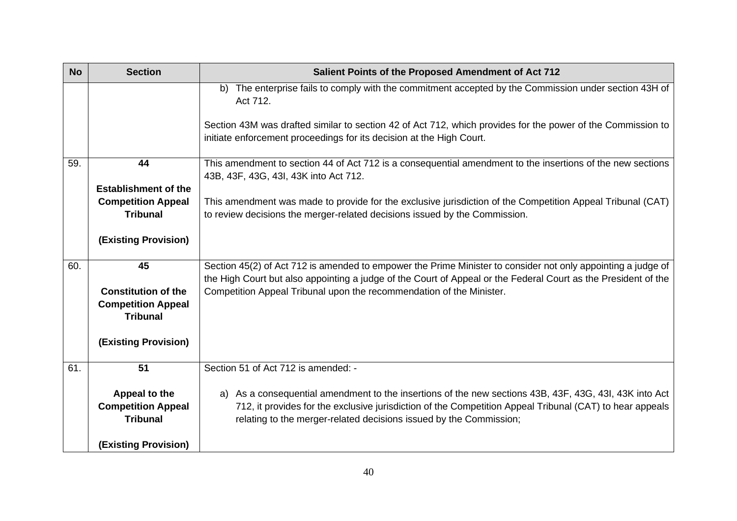| No | Section | Salient Points of the Proposed Amendment of Act 712 |
|---|---|---|
| | | b) The enterprise fails to comply with the commitment accepted by the Commission under section 43H of Act 712.<br><br>Section 43M was drafted similar to section 42 of Act 712, which provides for the power of the Commission to initiate enforcement proceedings for its decision at the High Court. |
| 59. | **44**<br><br>**Establishment of the Competition Appeal Tribunal**<br><br>**(Existing Provision)** | This amendment to section 44 of Act 712 is a consequential amendment to the insertions of the new sections 43B, 43F, 43G, 43I, 43K into Act 712.<br><br>This amendment was made to provide for the exclusive jurisdiction of the Competition Appeal Tribunal (CAT) to review decisions the merger-related decisions issued by the Commission. |
| 60. | **45**<br><br>**Constitution of the Competition Appeal Tribunal**<br><br>**(Existing Provision)** | Section 45(2) of Act 712 is amended to empower the Prime Minister to consider not only appointing a judge of the High Court but also appointing a judge of the Court of Appeal or the Federal Court as the President of the Competition Appeal Tribunal upon the recommendation of the Minister. |
| 61. | **51**<br><br>**Appeal to the Competition Appeal Tribunal**<br><br>**(Existing Provision)** | Section 51 of Act 712 is amended: -<br><br>a) As a consequential amendment to the insertions of the new sections 43B, 43F, 43G, 43I, 43K into Act 712, it provides for the exclusive jurisdiction of the Competition Appeal Tribunal (CAT) to hear appeals relating to the merger-related decisions issued by the Commission; |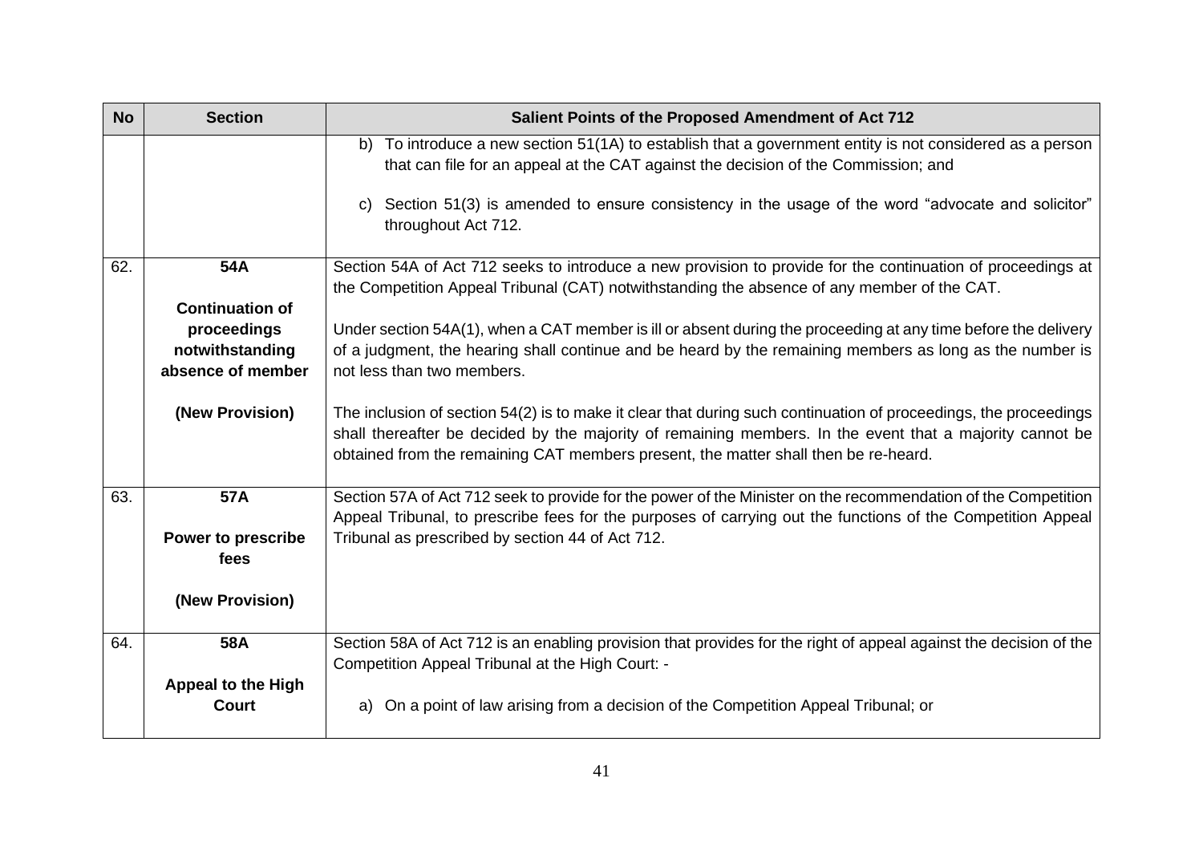| No | Section | Salient Points of the Proposed Amendment of Act 712 |
|---|---|---|
| | | b) To introduce a new section 51(1A) to establish that a government entity is not considered as a person that can file for an appeal at the CAT against the decision of the Commission; and<br><br>c) Section 51(3) is amended to ensure consistency in the usage of the word "advocate and solicitor" throughout Act 712. |
| 62. | **54A**<br><br>**Continuation of proceedings notwithstanding absence of member**<br><br>**(New Provision)** | Section 54A of Act 712 seeks to introduce a new provision to provide for the continuation of proceedings at the Competition Appeal Tribunal (CAT) notwithstanding the absence of any member of the CAT.<br><br>Under section 54A(1), when a CAT member is ill or absent during the proceeding at any time before the delivery of a judgment, the hearing shall continue and be heard by the remaining members as long as the number is not less than two members.<br><br>The inclusion of section 54(2) is to make it clear that during such continuation of proceedings, the proceedings shall thereafter be decided by the majority of remaining members. In the event that a majority cannot be obtained from the remaining CAT members present, the matter shall then be re-heard. |
| 63. | **57A**<br><br>**Power to prescribe fees**<br><br>**(New Provision)** | Section 57A of Act 712 seek to provide for the power of the Minister on the recommendation of the Competition Appeal Tribunal, to prescribe fees for the purposes of carrying out the functions of the Competition Appeal Tribunal as prescribed by section 44 of Act 712. |
| 64. | **58A**<br><br>**Appeal to the High Court** | Section 58A of Act 712 is an enabling provision that provides for the right of appeal against the decision of the Competition Appeal Tribunal at the High Court: -<br><br>a) On a point of law arising from a decision of the Competition Appeal Tribunal; or |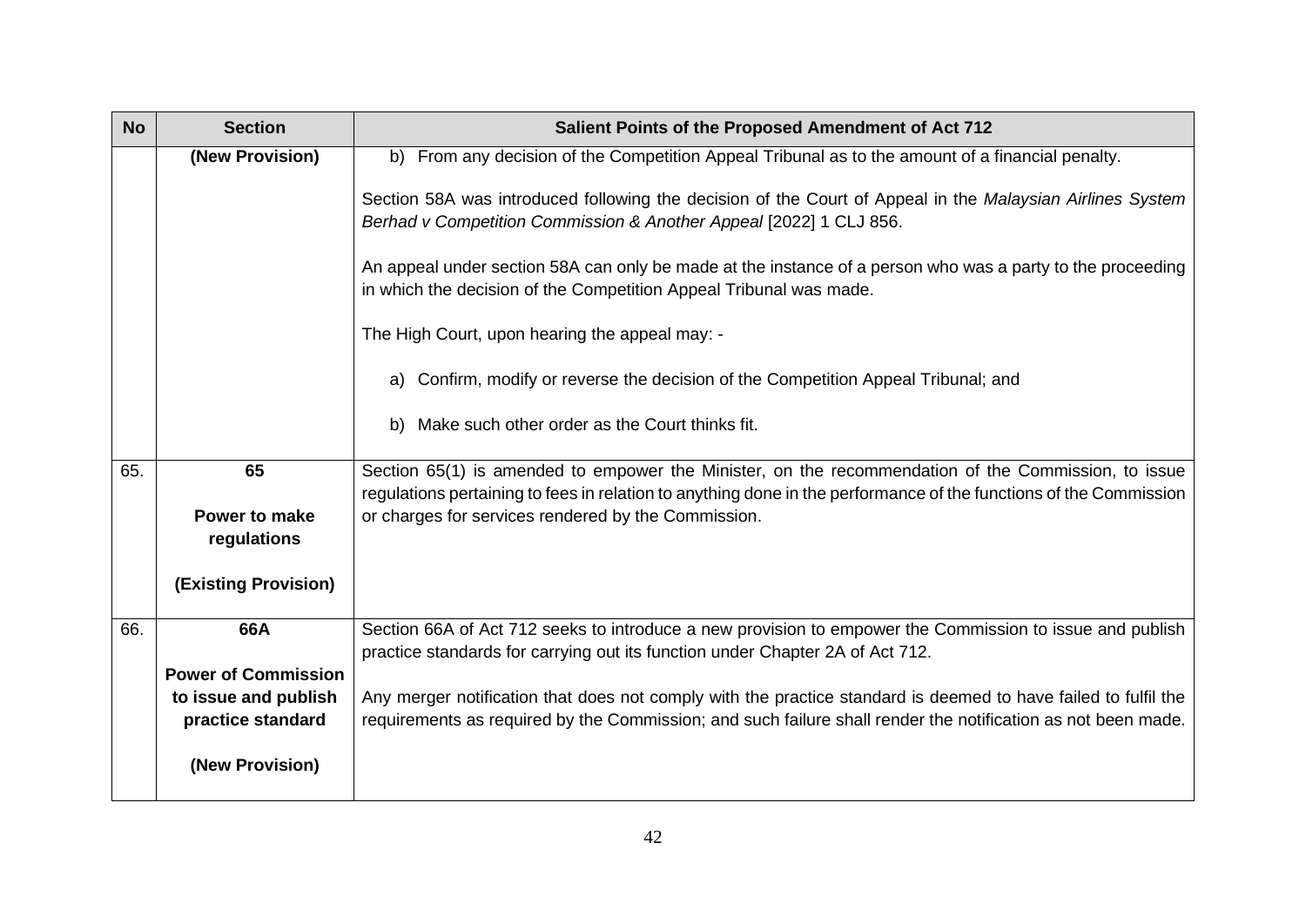| No | Section | Salient Points of the Proposed Amendment of Act 712 |
|---|---|---|
| | **(New Provision)** | b) From any decision of the Competition Appeal Tribunal as to the amount of a financial penalty.<br><br>Section 58A was introduced following the decision of the Court of Appeal in the *Malaysian Airlines System Berhad v Competition Commission & Another Appeal* [2022] 1 CLJ 856.<br><br>An appeal under section 58A can only be made at the instance of a person who was a party to the proceeding in which the decision of the Competition Appeal Tribunal was made.<br><br>The High Court, upon hearing the appeal may: -<br><br>a) Confirm, modify or reverse the decision of the Competition Appeal Tribunal; and<br><br>b) Make such other order as the Court thinks fit. |
| 65. | **65**<br><br>**Power to make regulations**<br><br>**(Existing Provision)** | Section 65(1) is amended to empower the Minister, on the recommendation of the Commission, to issue regulations pertaining to fees in relation to anything done in the performance of the functions of the Commission or charges for services rendered by the Commission. |
| 66. | **66A**<br><br>**Power of Commission to issue and publish practice standard**<br><br>**(New Provision)** | Section 66A of Act 712 seeks to introduce a new provision to empower the Commission to issue and publish practice standards for carrying out its function under Chapter 2A of Act 712.<br><br>Any merger notification that does not comply with the practice standard is deemed to have failed to fulfil the requirements as required by the Commission; and such failure shall render the notification as not been made. |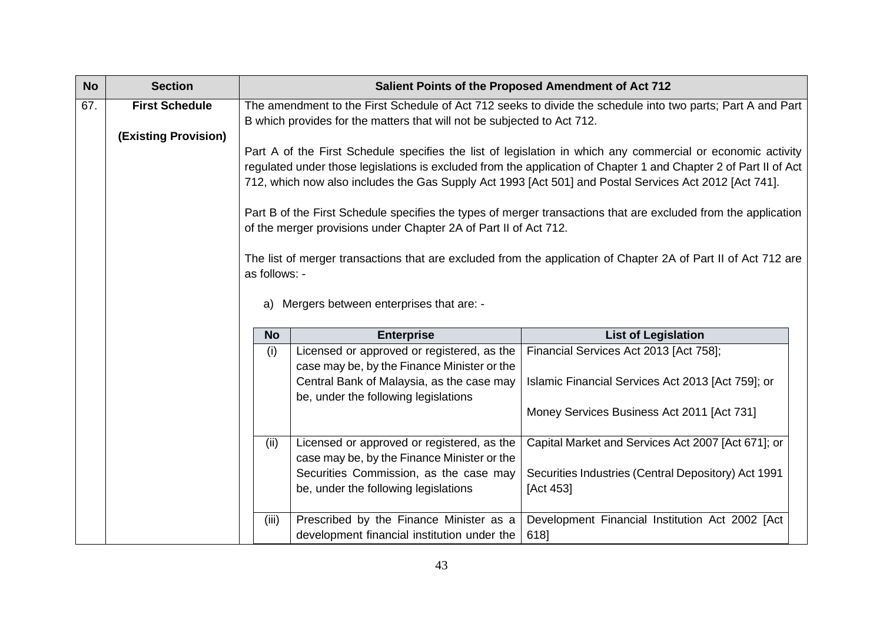| No | Section | Salient Points of the Proposed Amendment of Act 712 |
|---|---|---|
| 67. | **First Schedule**<br><br>**(Existing Provision)** | The amendment to the First Schedule of Act 712 seeks to divide the schedule into two parts; Part A and Part B which provides for the matters that will not be subjected to Act 712.<br><br>Part A of the First Schedule specifies the list of legislation in which any commercial or economic activity regulated under those legislations is excluded from the application of Chapter 1 and Chapter 2 of Part II of Act 712, which now also includes the Gas Supply Act 1993 [Act 501] and Postal Services Act 2012 [Act 741].<br><br>Part B of the First Schedule specifies the types of merger transactions that are excluded from the application of the merger provisions under Chapter 2A of Part II of Act 712.<br><br>The list of merger transactions that are excluded from the application of Chapter 2A of Part II of Act 712 are as follows: -<br><br>a) Mergers between enterprises that are: - |

| No | Enterprise | List of Legislation |
|---|---|---|
| (i) | Licensed or approved or registered, as the case may be, by the Finance Minister or the Central Bank of Malaysia, as the case may be, under the following legislations | Financial Services Act 2013 [Act 758];<br><br>Islamic Financial Services Act 2013 [Act 759]; or<br><br>Money Services Business Act 2011 [Act 731] |
| (ii) | Licensed or approved or registered, as the case may be, by the Finance Minister or the Securities Commission, as the case may be, under the following legislations | Capital Market and Services Act 2007 [Act 671]; or<br><br>Securities Industries (Central Depository) Act 1991 [Act 453] |
| (iii) | Prescribed by the Finance Minister as a development financial institution under the | Development Financial Institution Act 2002 [Act 618] |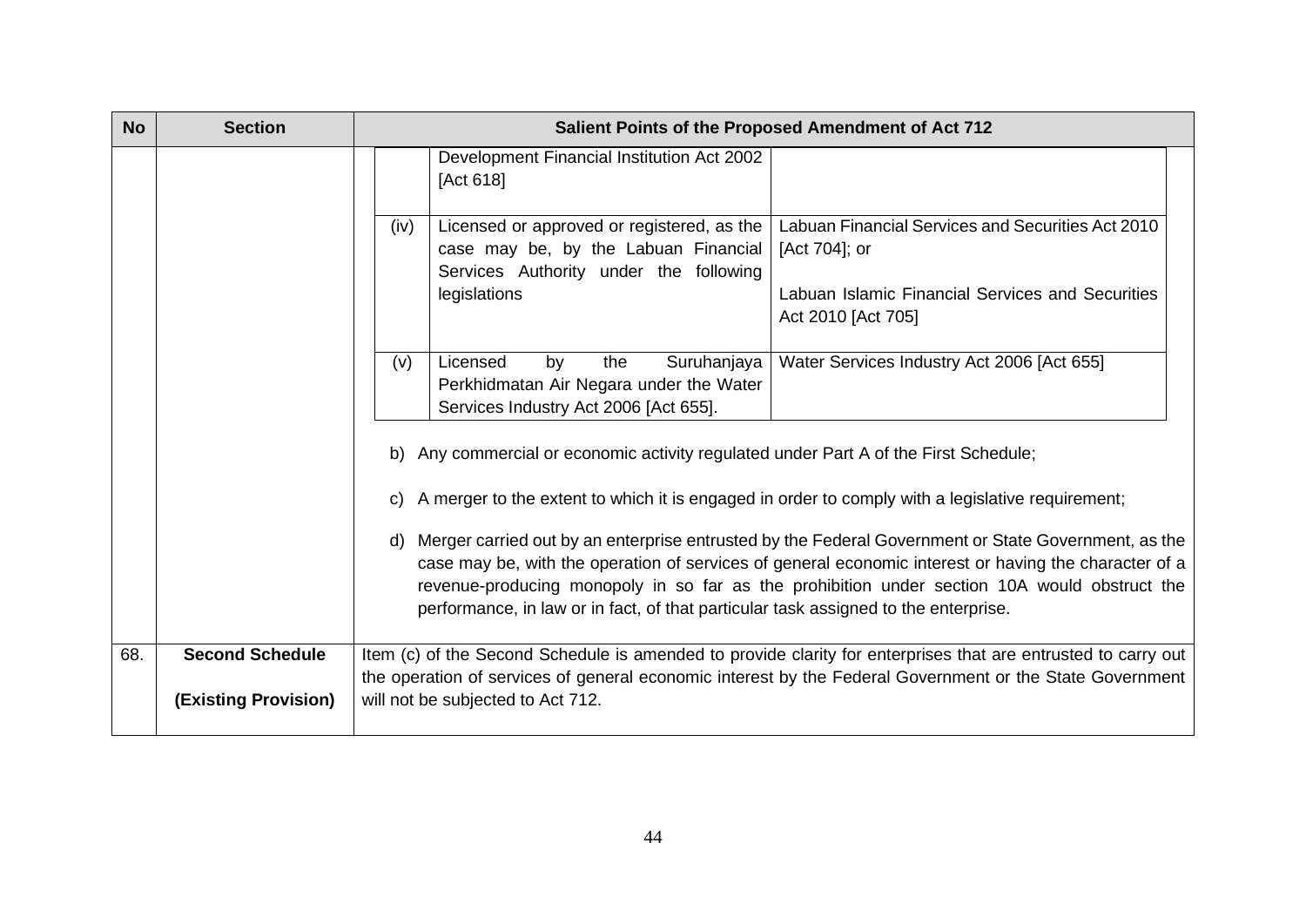| No | Section | Salient Points of the Proposed Amendment of Act 712 |
|---|---|---|
| | | |

| | | |
|---|---|---|
| | Development Financial Institution Act 2002 [Act 618] | |
| (iv) | Licensed or approved or registered, as the case may be, by the Labuan Financial Services Authority under the following legislations | Labuan Financial Services and Securities Act 2010 [Act 704]; or<br><br>Labuan Islamic Financial Services and Securities Act 2010 [Act 705] |
| (v) | Licensed by the Suruhanjaya Perkhidmatan Air Negara under the Water Services Industry Act 2006 [Act 655]. | Water Services Industry Act 2006 [Act 655] |

b) Any commercial or economic activity regulated under Part A of the First Schedule;

c) A merger to the extent to which it is engaged in order to comply with a legislative requirement;

d) Merger carried out by an enterprise entrusted by the Federal Government or State Government, as the case may be, with the operation of services of general economic interest or having the character of a revenue-producing monopoly in so far as the prohibition under section 10A would obstruct the performance, in law or in fact, of that particular task assigned to the enterprise.

| No | Section | Salient Points of the Proposed Amendment of Act 712 |
|---|---|---|
| 68. | **Second Schedule**<br><br>**(Existing Provision)** | Item (c) of the Second Schedule is amended to provide clarity for enterprises that are entrusted to carry out the operation of services of general economic interest by the Federal Government or the State Government will not be subjected to Act 712. |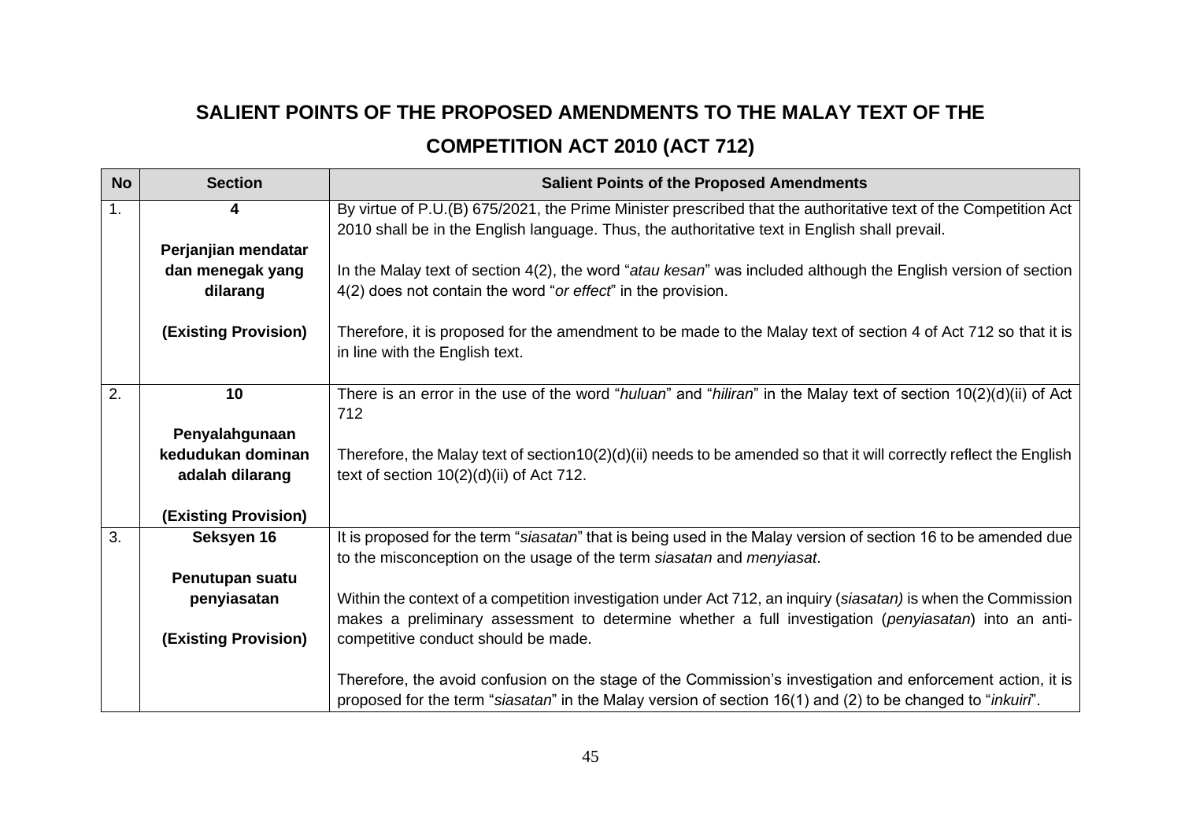# SALIENT POINTS OF THE PROPOSED AMENDMENTS TO THE MALAY TEXT OF THE COMPETITION ACT 2010 (ACT 712)

| No | Section | Salient Points of the Proposed Amendments |
|---|---|---|
| 1. | **4**<br><br>**Perjanjian mendatar dan menegak yang dilarang**<br><br>**(Existing Provision)** | By virtue of P.U.(B) 675/2021, the Prime Minister prescribed that the authoritative text of the Competition Act 2010 shall be in the English language. Thus, the authoritative text in English shall prevail.<br><br>In the Malay text of section 4(2), the word "*atau kesan*" was included although the English version of section 4(2) does not contain the word "*or effect*" in the provision.<br><br>Therefore, it is proposed for the amendment to be made to the Malay text of section 4 of Act 712 so that it is in line with the English text. |
| 2. | **10**<br><br>**Penyalahgunaan kedudukan dominan adalah dilarang**<br><br>**(Existing Provision)** | There is an error in the use of the word "*huluan*" and "*hiliran*" in the Malay text of section 10(2)(d)(ii) of Act 712<br><br>Therefore, the Malay text of section10(2)(d)(ii) needs to be amended so that it will correctly reflect the English text of section 10(2)(d)(ii) of Act 712. |
| 3. | **Seksyen 16**<br><br>**Penutupan suatu penyiasatan**<br><br>**(Existing Provision)** | It is proposed for the term "*siasatan*" that is being used in the Malay version of section 16 to be amended due to the misconception on the usage of the term *siasatan* and *menyiasat*.<br><br>Within the context of a competition investigation under Act 712, an inquiry (*siasatan)* is when the Commission makes a preliminary assessment to determine whether a full investigation (*penyiasatan*) into an anti-competitive conduct should be made.<br><br>Therefore, the avoid confusion on the stage of the Commission's investigation and enforcement action, it is proposed for the term "*siasatan*" in the Malay version of section 16(1) and (2) to be changed to "*inkuiri*". |